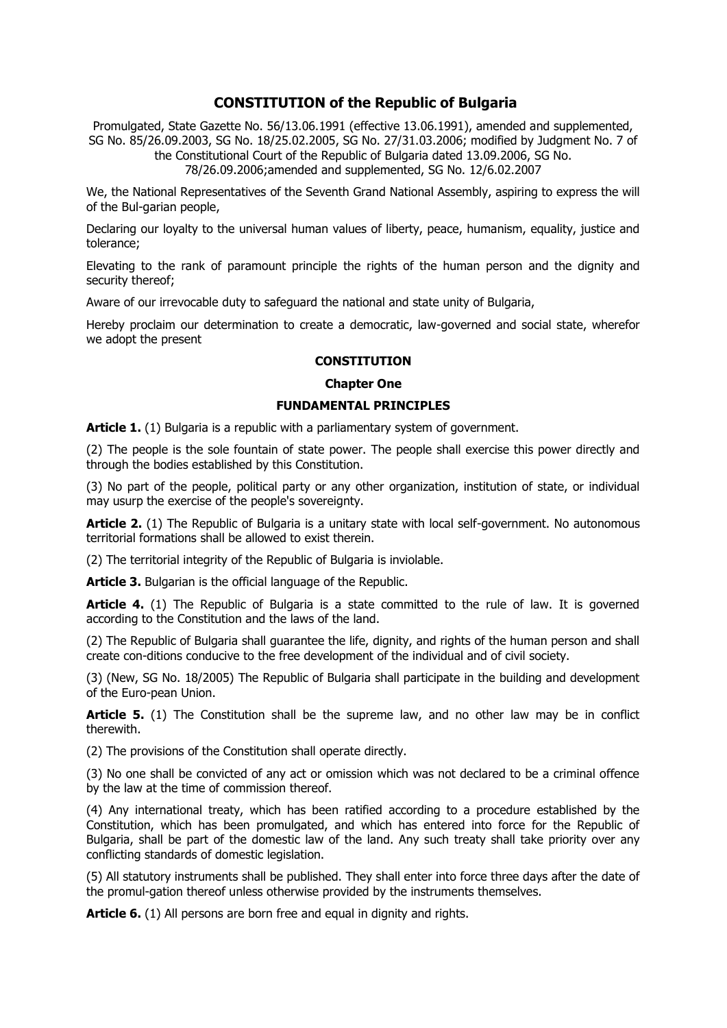# CONSTITUTION of the Republic of Bulgaria

Promulgated, State Gazette No. 56/13.06.1991 (effective 13.06.1991), amended and supplemented, SG No. 85/26.09.2003, SG No. 18/25.02.2005, SG No. 27/31.03.2006; modified by Judgment No. 7 of the Constitutional Court of the Republic of Bulgaria dated 13.09.2006, SG No. 78/26.09.2006;amended and supplemented, SG No. 12/6.02.2007

We, the National Representatives of the Seventh Grand National Assembly, aspiring to express the will of the Bul-garian people,

Declaring our loyalty to the universal human values of liberty, peace, humanism, equality, justice and tolerance;

Elevating to the rank of paramount principle the rights of the human person and the dignity and security thereof;

Aware of our irrevocable duty to safeguard the national and state unity of Bulgaria,

Hereby proclaim our determination to create a democratic, law-governed and social state, wherefor we adopt the present

## CONSTITUTION

### Chapter One

### FUNDAMENTAL PRINCIPLES

**Article 1.** (1) Bulgaria is a republic with a parliamentary system of government.

(2) The people is the sole fountain of state power. The people shall exercise this power directly and through the bodies established by this Constitution.

(3) No part of the people, political party or any other organization, institution of state, or individual may usurp the exercise of the people's sovereignty.

**Article 2.** (1) The Republic of Bulgaria is a unitary state with local self-government. No autonomous territorial formations shall be allowed to exist therein.

(2) The territorial integrity of the Republic of Bulgaria is inviolable.

**Article 3.** Bulgarian is the official language of the Republic.

**Article 4.** (1) The Republic of Bulgaria is a state committed to the rule of law. It is governed according to the Constitution and the laws of the land.

(2) The Republic of Bulgaria shall guarantee the life, dignity, and rights of the human person and shall create con-ditions conducive to the free development of the individual and of civil society.

(3) (New, SG No. 18/2005) The Republic of Bulgaria shall participate in the building and development of the Euro-pean Union.

**Article 5.** (1) The Constitution shall be the supreme law, and no other law may be in conflict therewith.

(2) The provisions of the Constitution shall operate directly.

(3) No one shall be convicted of any act or omission which was not declared to be a criminal offence by the law at the time of commission thereof.

(4) Any international treaty, which has been ratified according to a procedure established by the Constitution, which has been promulgated, and which has entered into force for the Republic of Bulgaria, shall be part of the domestic law of the land. Any such treaty shall take priority over any conflicting standards of domestic legislation.

(5) All statutory instruments shall be published. They shall enter into force three days after the date of the promul-gation thereof unless otherwise provided by the instruments themselves.

**Article 6.** (1) All persons are born free and equal in dignity and rights.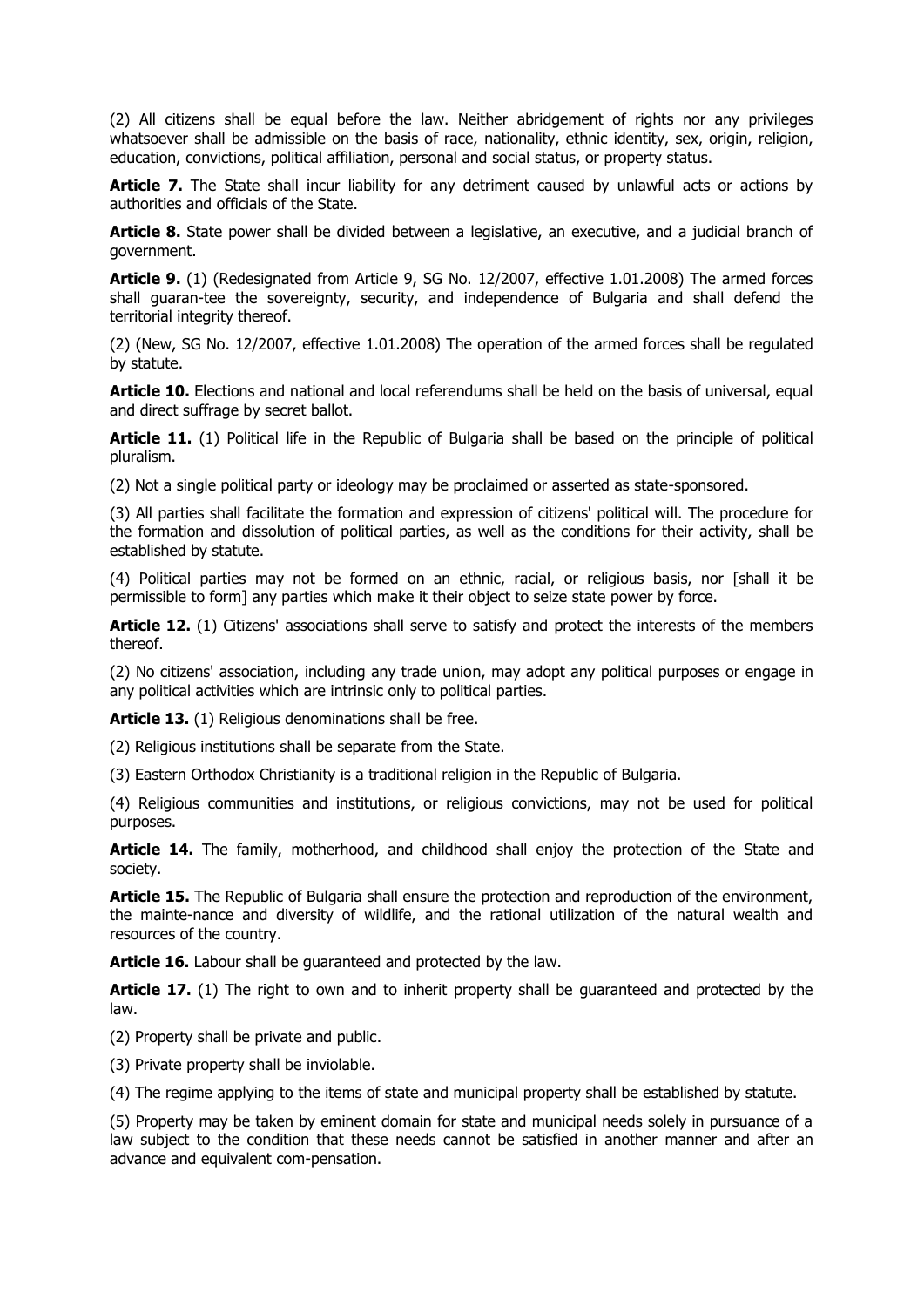(2) All citizens shall be equal before the law. Neither abridgement of rights nor any privileges whatsoever shall be admissible on the basis of race, nationality, ethnic identity, sex, origin, religion, education, convictions, political affiliation, personal and social status, or property status.

**Article 7.** The State shall incur liability for any detriment caused by unlawful acts or actions by authorities and officials of the State.

**Article 8.** State power shall be divided between a legislative, an executive, and a judicial branch of government.

**Article 9.** (1) (Redesignated from Article 9, SG No. 12/2007, effective 1.01.2008) The armed forces shall guaran-tee the sovereignty, security, and independence of Bulgaria and shall defend the territorial integrity thereof.

(2) (New, SG No. 12/2007, effective 1.01.2008) The operation of the armed forces shall be regulated by statute.

**Article 10.** Elections and national and local referendums shall be held on the basis of universal, equal and direct suffrage by secret ballot.

**Article 11.** (1) Political life in the Republic of Bulgaria shall be based on the principle of political pluralism.

(2) Not a single political party or ideology may be proclaimed or asserted as state-sponsored.

(3) All parties shall facilitate the formation and expression of citizens' political will. The procedure for the formation and dissolution of political parties, as well as the conditions for their activity, shall be established by statute.

(4) Political parties may not be formed on an ethnic, racial, or religious basis, nor [shall it be permissible to form] any parties which make it their object to seize state power by force.

**Article 12.** (1) Citizens' associations shall serve to satisfy and protect the interests of the members thereof.

(2) No citizens' association, including any trade union, may adopt any political purposes or engage in any political activities which are intrinsic only to political parties.

**Article 13.** (1) Religious denominations shall be free.

(2) Religious institutions shall be separate from the State.

(3) Eastern Orthodox Christianity is a traditional religion in the Republic of Bulgaria.

(4) Religious communities and institutions, or religious convictions, may not be used for political purposes.

**Article 14.** The family, motherhood, and childhood shall enjoy the protection of the State and society.

**Article 15.** The Republic of Bulgaria shall ensure the protection and reproduction of the environment, the mainte-nance and diversity of wildlife, and the rational utilization of the natural wealth and resources of the country.

**Article 16.** Labour shall be guaranteed and protected by the law.

**Article 17.** (1) The right to own and to inherit property shall be guaranteed and protected by the law.

(2) Property shall be private and public.

(3) Private property shall be inviolable.

(4) The regime applying to the items of state and municipal property shall be established by statute.

(5) Property may be taken by eminent domain for state and municipal needs solely in pursuance of a law subject to the condition that these needs cannot be satisfied in another manner and after an advance and equivalent com-pensation.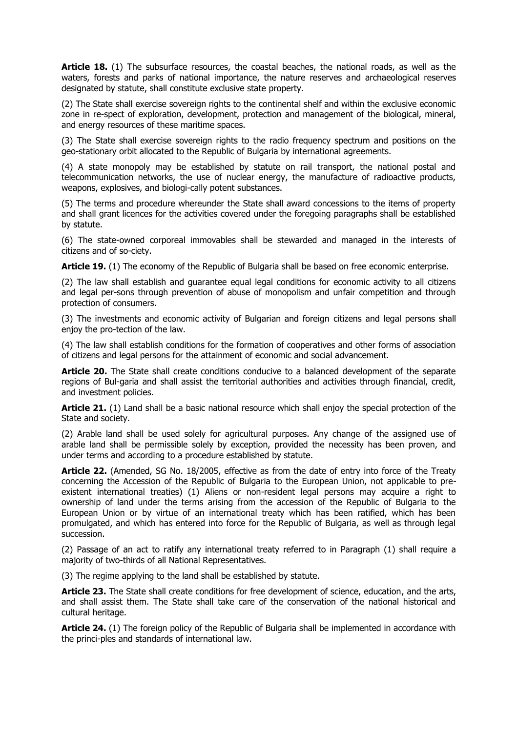**Article 18.** (1) The subsurface resources, the coastal beaches, the national roads, as well as the waters, forests and parks of national importance, the nature reserves and archaeological reserves designated by statute, shall constitute exclusive state property.

(2) The State shall exercise sovereign rights to the continental shelf and within the exclusive economic zone in re-spect of exploration, development, protection and management of the biological, mineral, and energy resources of these maritime spaces.

(3) The State shall exercise sovereign rights to the radio frequency spectrum and positions on the geo-stationary orbit allocated to the Republic of Bulgaria by international agreements.

(4) A state monopoly may be established by statute on rail transport, the national postal and telecommunication networks, the use of nuclear energy, the manufacture of radioactive products, weapons, explosives, and biologi-cally potent substances.

(5) The terms and procedure whereunder the State shall award concessions to the items of property and shall grant licences for the activities covered under the foregoing paragraphs shall be established by statute.

(6) The state-owned corporeal immovables shall be stewarded and managed in the interests of citizens and of so-ciety.

**Article 19.** (1) The economy of the Republic of Bulgaria shall be based on free economic enterprise.

(2) The law shall establish and guarantee equal legal conditions for economic activity to all citizens and legal per-sons through prevention of abuse of monopolism and unfair competition and through protection of consumers.

(3) The investments and economic activity of Bulgarian and foreign citizens and legal persons shall enjoy the pro-tection of the law.

(4) The law shall establish conditions for the formation of cooperatives and other forms of association of citizens and legal persons for the attainment of economic and social advancement.

**Article 20.** The State shall create conditions conducive to a balanced development of the separate regions of Bul-garia and shall assist the territorial authorities and activities through financial, credit, and investment policies.

**Article 21.** (1) Land shall be a basic national resource which shall enjoy the special protection of the State and society.

(2) Arable land shall be used solely for agricultural purposes. Any change of the assigned use of arable land shall be permissible solely by exception, provided the necessity has been proven, and under terms and according to a procedure established by statute.

**Article 22.** (Amended, SG No. 18/2005, effective as from the date of entry into force of the Treaty concerning the Accession of the Republic of Bulgaria to the European Union, not applicable to pre-existent international treaties) (1) Aliens or non-resident legal persons may acquire a right to ownership of land under the terms arising from the accession of the Republic of Bulgaria to the European Union or by virtue of an international treaty which has been ratified, which has been promulgated, and which has entered into force for the Republic of Bulgaria, as well as through legal succession.

(2) Passage of an act to ratify any international treaty referred to in Paragraph (1) shall require a majority of two-thirds of all National Representatives.

(3) The regime applying to the land shall be established by statute.

**Article 23.** The State shall create conditions for free development of science, education, and the arts, and shall assist them. The State shall take care of the conservation of the national historical and cultural heritage.

**Article 24.** (1) The foreign policy of the Republic of Bulgaria shall be implemented in accordance with the princi-ples and standards of international law.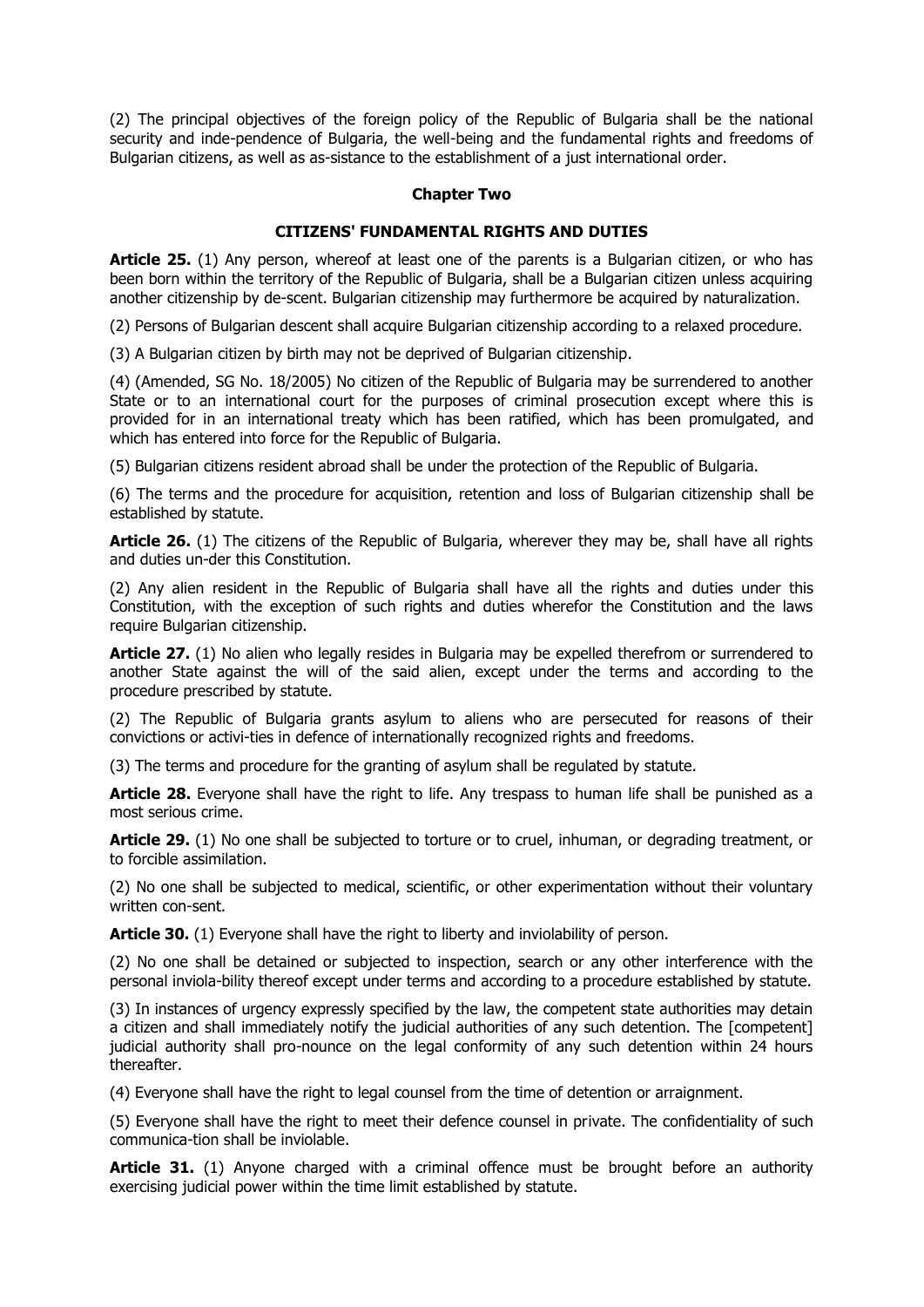(2) The principal objectives of the foreign policy of the Republic of Bulgaria shall be the national security and inde-pendence of Bulgaria, the well-being and the fundamental rights and freedoms of Bulgarian citizens, as well as as-sistance to the establishment of a just international order.

## Chapter Two

### CITIZENS' FUNDAMENTAL RIGHTS AND DUTIES

**Article 25.** (1) Any person, whereof at least one of the parents is a Bulgarian citizen, or who has been born within the territory of the Republic of Bulgaria, shall be a Bulgarian citizen unless acquiring another citizenship by de-scent. Bulgarian citizenship may furthermore be acquired by naturalization.

(2) Persons of Bulgarian descent shall acquire Bulgarian citizenship according to a relaxed procedure.

(3) A Bulgarian citizen by birth may not be deprived of Bulgarian citizenship.

(4) (Amended, SG No. 18/2005) No citizen of the Republic of Bulgaria may be surrendered to another State or to an international court for the purposes of criminal prosecution except where this is provided for in an international treaty which has been ratified, which has been promulgated, and which has entered into force for the Republic of Bulgaria.

(5) Bulgarian citizens resident abroad shall be under the protection of the Republic of Bulgaria.

(6) The terms and the procedure for acquisition, retention and loss of Bulgarian citizenship shall be established by statute.

**Article 26.** (1) The citizens of the Republic of Bulgaria, wherever they may be, shall have all rights and duties un-der this Constitution.

(2) Any alien resident in the Republic of Bulgaria shall have all the rights and duties under this Constitution, with the exception of such rights and duties wherefor the Constitution and the laws require Bulgarian citizenship.

**Article 27.** (1) No alien who legally resides in Bulgaria may be expelled therefrom or surrendered to another State against the will of the said alien, except under the terms and according to the procedure prescribed by statute.

(2) The Republic of Bulgaria grants asylum to aliens who are persecuted for reasons of their convictions or activi-ties in defence of internationally recognized rights and freedoms.

(3) The terms and procedure for the granting of asylum shall be regulated by statute.

**Article 28.** Everyone shall have the right to life. Any trespass to human life shall be punished as a most serious crime.

**Article 29.** (1) No one shall be subjected to torture or to cruel, inhuman, or degrading treatment, or to forcible assimilation.

(2) No one shall be subjected to medical, scientific, or other experimentation without their voluntary written con-sent.

**Article 30.** (1) Everyone shall have the right to liberty and inviolability of person.

(2) No one shall be detained or subjected to inspection, search or any other interference with the personal inviola-bility thereof except under terms and according to a procedure established by statute.

(3) In instances of urgency expressly specified by the law, the competent state authorities may detain a citizen and shall immediately notify the judicial authorities of any such detention. The [competent] judicial authority shall pro-nounce on the legal conformity of any such detention within 24 hours thereafter.

(4) Everyone shall have the right to legal counsel from the time of detention or arraignment.

(5) Everyone shall have the right to meet their defence counsel in private. The confidentiality of such communica-tion shall be inviolable.

**Article 31.** (1) Anyone charged with a criminal offence must be brought before an authority exercising judicial power within the time limit established by statute.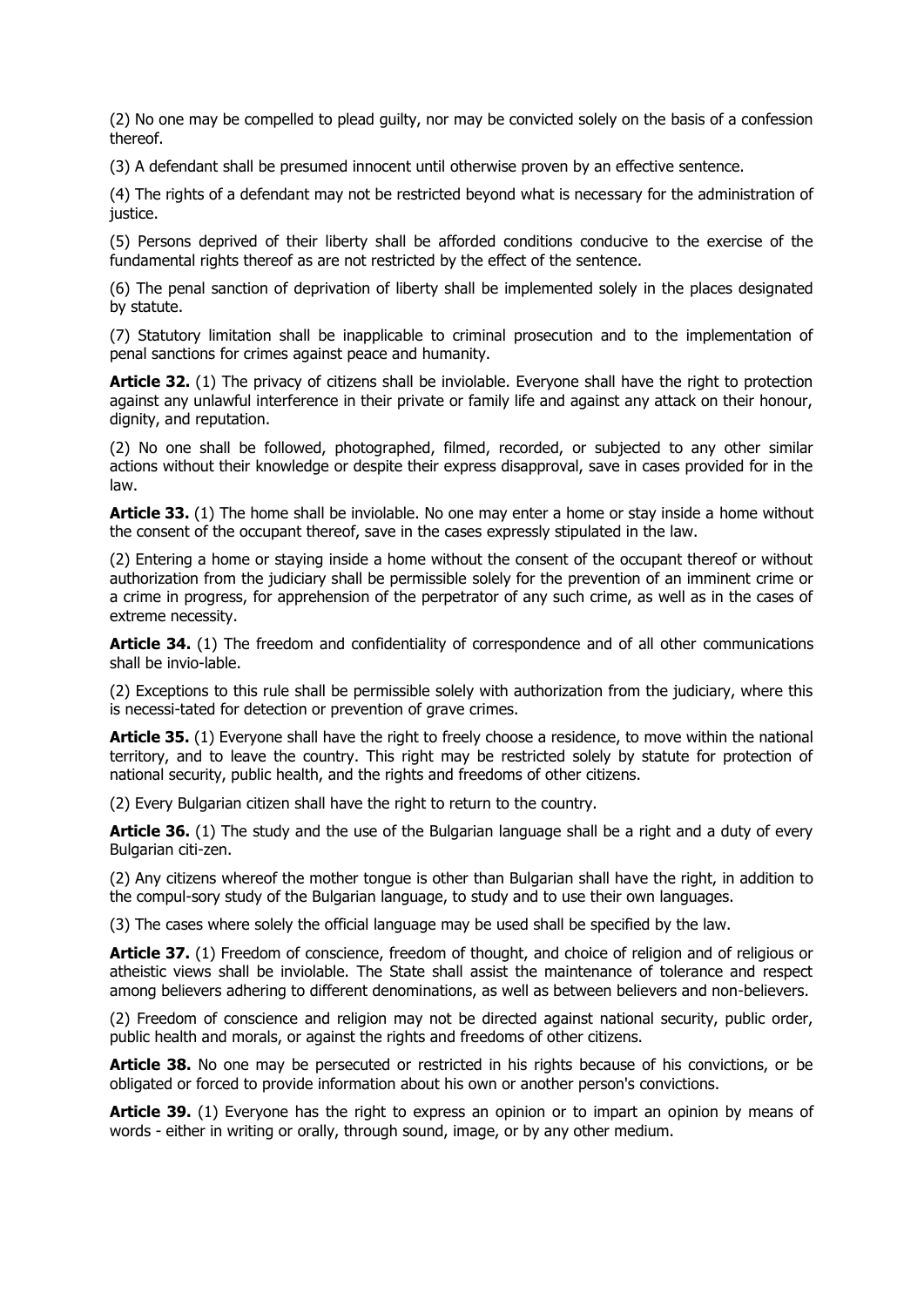(2) No one may be compelled to plead guilty, nor may be convicted solely on the basis of a confession thereof.

(3) A defendant shall be presumed innocent until otherwise proven by an effective sentence.

(4) The rights of a defendant may not be restricted beyond what is necessary for the administration of justice.

(5) Persons deprived of their liberty shall be afforded conditions conducive to the exercise of the fundamental rights thereof as are not restricted by the effect of the sentence.

(6) The penal sanction of deprivation of liberty shall be implemented solely in the places designated by statute.

(7) Statutory limitation shall be inapplicable to criminal prosecution and to the implementation of penal sanctions for crimes against peace and humanity.

**Article 32.** (1) The privacy of citizens shall be inviolable. Everyone shall have the right to protection against any unlawful interference in their private or family life and against any attack on their honour, dignity, and reputation.

(2) No one shall be followed, photographed, filmed, recorded, or subjected to any other similar actions without their knowledge or despite their express disapproval, save in cases provided for in the law.

**Article 33.** (1) The home shall be inviolable. No one may enter a home or stay inside a home without the consent of the occupant thereof, save in the cases expressly stipulated in the law.

(2) Entering a home or staying inside a home without the consent of the occupant thereof or without authorization from the judiciary shall be permissible solely for the prevention of an imminent crime or a crime in progress, for apprehension of the perpetrator of any such crime, as well as in the cases of extreme necessity.

**Article 34.** (1) The freedom and confidentiality of correspondence and of all other communications shall be invio-lable.

(2) Exceptions to this rule shall be permissible solely with authorization from the judiciary, where this is necessi-tated for detection or prevention of grave crimes.

**Article 35.** (1) Everyone shall have the right to freely choose a residence, to move within the national territory, and to leave the country. This right may be restricted solely by statute for protection of national security, public health, and the rights and freedoms of other citizens.

(2) Every Bulgarian citizen shall have the right to return to the country.

**Article 36.** (1) The study and the use of the Bulgarian language shall be a right and a duty of every Bulgarian citi-zen.

(2) Any citizens whereof the mother tongue is other than Bulgarian shall have the right, in addition to the compul-sory study of the Bulgarian language, to study and to use their own languages.

(3) The cases where solely the official language may be used shall be specified by the law.

**Article 37.** (1) Freedom of conscience, freedom of thought, and choice of religion and of religious or atheistic views shall be inviolable. The State shall assist the maintenance of tolerance and respect among believers adhering to different denominations, as well as between believers and non-believers.

(2) Freedom of conscience and religion may not be directed against national security, public order, public health and morals, or against the rights and freedoms of other citizens.

**Article 38.** No one may be persecuted or restricted in his rights because of his convictions, or be obligated or forced to provide information about his own or another person's convictions.

**Article 39.** (1) Everyone has the right to express an opinion or to impart an opinion by means of words - either in writing or orally, through sound, image, or by any other medium.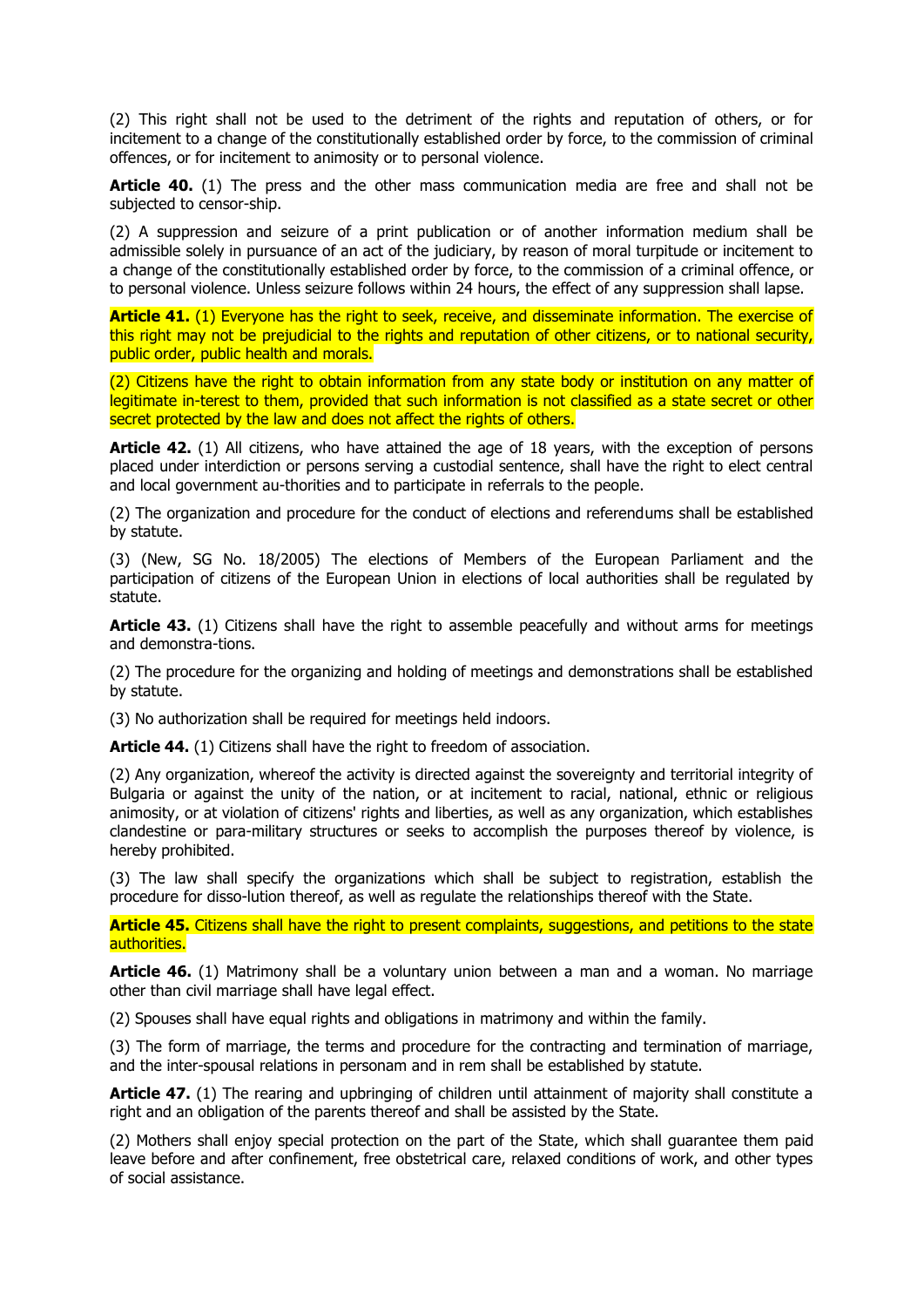(2) This right shall not be used to the detriment of the rights and reputation of others, or for incitement to a change of the constitutionally established order by force, to the commission of criminal offences, or for incitement to animosity or to personal violence.

**Article 40.** (1) The press and the other mass communication media are free and shall not be subjected to censor-ship.

(2) A suppression and seizure of a print publication or of another information medium shall be admissible solely in pursuance of an act of the judiciary, by reason of moral turpitude or incitement to a change of the constitutionally established order by force, to the commission of a criminal offence, or to personal violence. Unless seizure follows within 24 hours, the effect of any suppression shall lapse.

**Article 41.** (1) Everyone has the right to seek, receive, and disseminate information. The exercise of this right may not be prejudicial to the rights and reputation of other citizens, or to national security, public order, public health and morals.

(2) Citizens have the right to obtain information from any state body or institution on any matter of legitimate in-terest to them, provided that such information is not classified as a state secret or other secret protected by the law and does not affect the rights of others.

**Article 42.** (1) All citizens, who have attained the age of 18 years, with the exception of persons placed under interdiction or persons serving a custodial sentence, shall have the right to elect central and local government au-thorities and to participate in referrals to the people.

(2) The organization and procedure for the conduct of elections and referendums shall be established by statute.

(3) (New, SG No. 18/2005) The elections of Members of the European Parliament and the participation of citizens of the European Union in elections of local authorities shall be regulated by statute.

**Article 43.** (1) Citizens shall have the right to assemble peacefully and without arms for meetings and demonstra-tions.

(2) The procedure for the organizing and holding of meetings and demonstrations shall be established by statute.

(3) No authorization shall be required for meetings held indoors.

**Article 44.** (1) Citizens shall have the right to freedom of association.

(2) Any organization, whereof the activity is directed against the sovereignty and territorial integrity of Bulgaria or against the unity of the nation, or at incitement to racial, national, ethnic or religious animosity, or at violation of citizens' rights and liberties, as well as any organization, which establishes clandestine or para-military structures or seeks to accomplish the purposes thereof by violence, is hereby prohibited.

(3) The law shall specify the organizations which shall be subject to registration, establish the procedure for disso-lution thereof, as well as regulate the relationships thereof with the State.

**Article 45.** Citizens shall have the right to present complaints, suggestions, and petitions to the state authorities.

**Article 46.** (1) Matrimony shall be a voluntary union between a man and a woman. No marriage other than civil marriage shall have legal effect.

(2) Spouses shall have equal rights and obligations in matrimony and within the family.

(3) The form of marriage, the terms and procedure for the contracting and termination of marriage, and the inter-spousal relations in personam and in rem shall be established by statute.

**Article 47.** (1) The rearing and upbringing of children until attainment of majority shall constitute a right and an obligation of the parents thereof and shall be assisted by the State.

(2) Mothers shall enjoy special protection on the part of the State, which shall guarantee them paid leave before and after confinement, free obstetrical care, relaxed conditions of work, and other types of social assistance.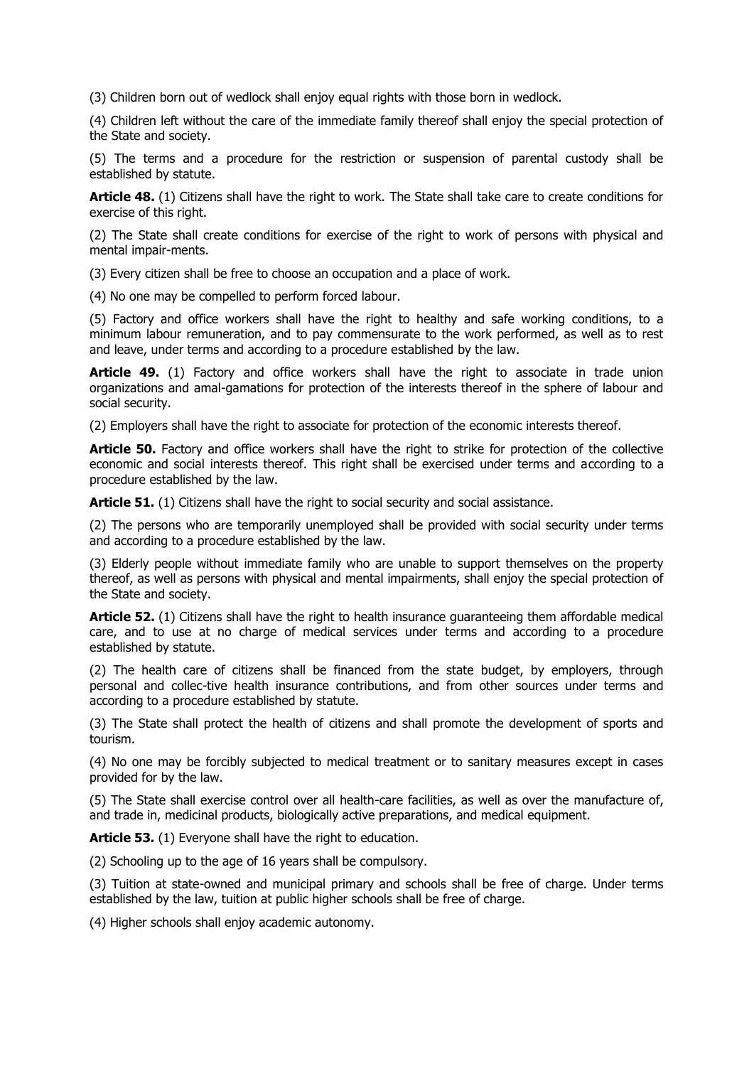(3) Children born out of wedlock shall enjoy equal rights with those born in wedlock.

(4) Children left without the care of the immediate family thereof shall enjoy the special protection of the State and society.

(5) The terms and a procedure for the restriction or suspension of parental custody shall be established by statute.

**Article 48.** (1) Citizens shall have the right to work. The State shall take care to create conditions for exercise of this right.

(2) The State shall create conditions for exercise of the right to work of persons with physical and mental impair-ments.

(3) Every citizen shall be free to choose an occupation and a place of work.

(4) No one may be compelled to perform forced labour.

(5) Factory and office workers shall have the right to healthy and safe working conditions, to a minimum labour remuneration, and to pay commensurate to the work performed, as well as to rest and leave, under terms and according to a procedure established by the law.

**Article 49.** (1) Factory and office workers shall have the right to associate in trade union organizations and amal-gamations for protection of the interests thereof in the sphere of labour and social security.

(2) Employers shall have the right to associate for protection of the economic interests thereof.

**Article 50.** Factory and office workers shall have the right to strike for protection of the collective economic and social interests thereof. This right shall be exercised under terms and according to a procedure established by the law.

**Article 51.** (1) Citizens shall have the right to social security and social assistance.

(2) The persons who are temporarily unemployed shall be provided with social security under terms and according to a procedure established by the law.

(3) Elderly people without immediate family who are unable to support themselves on the property thereof, as well as persons with physical and mental impairments, shall enjoy the special protection of the State and society.

**Article 52.** (1) Citizens shall have the right to health insurance guaranteeing them affordable medical care, and to use at no charge of medical services under terms and according to a procedure established by statute.

(2) The health care of citizens shall be financed from the state budget, by employers, through personal and collec-tive health insurance contributions, and from other sources under terms and according to a procedure established by statute.

(3) The State shall protect the health of citizens and shall promote the development of sports and tourism.

(4) No one may be forcibly subjected to medical treatment or to sanitary measures except in cases provided for by the law.

(5) The State shall exercise control over all health-care facilities, as well as over the manufacture of, and trade in, medicinal products, biologically active preparations, and medical equipment.

**Article 53.** (1) Everyone shall have the right to education.

(2) Schooling up to the age of 16 years shall be compulsory.

(3) Tuition at state-owned and municipal primary and schools shall be free of charge. Under terms established by the law, tuition at public higher schools shall be free of charge.

(4) Higher schools shall enjoy academic autonomy.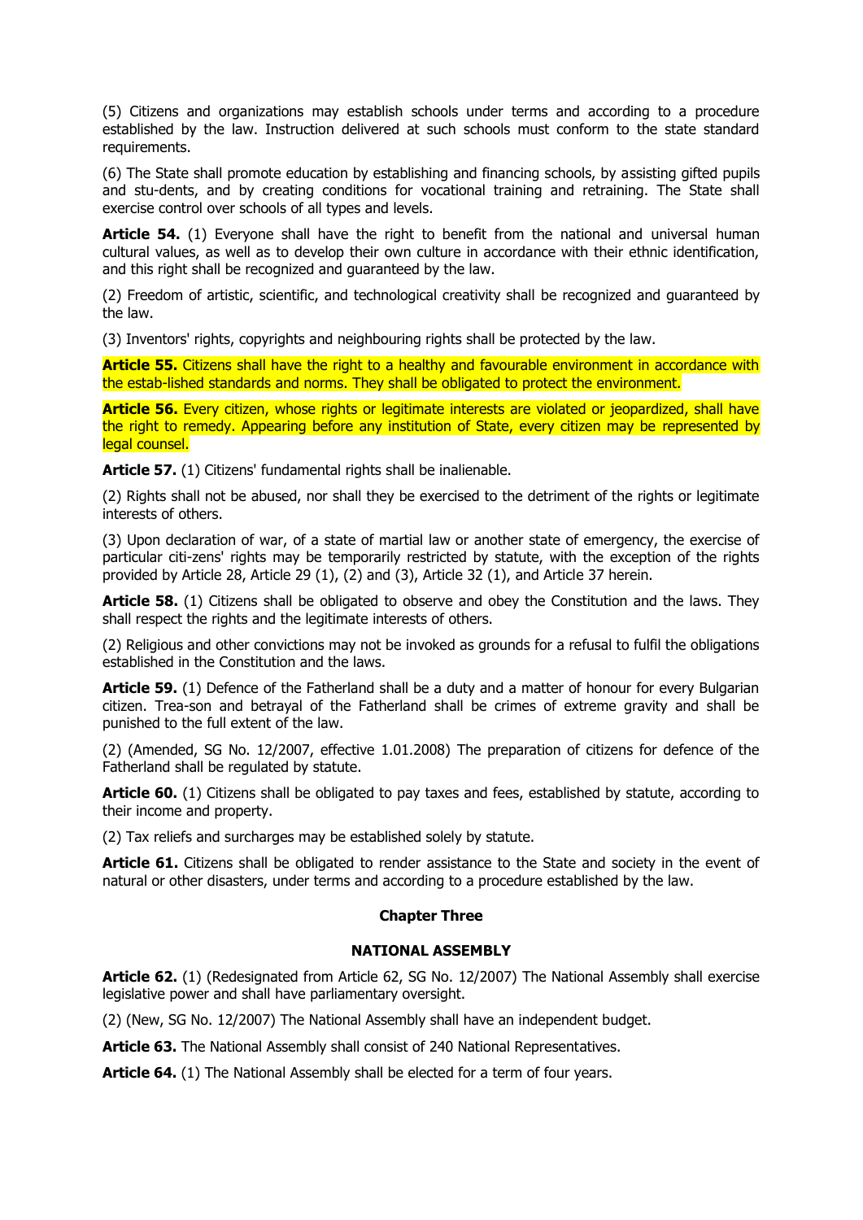(5) Citizens and organizations may establish schools under terms and according to a procedure established by the law. Instruction delivered at such schools must conform to the state standard requirements.

(6) The State shall promote education by establishing and financing schools, by assisting gifted pupils and stu-dents, and by creating conditions for vocational training and retraining. The State shall exercise control over schools of all types and levels.

**Article 54.** (1) Everyone shall have the right to benefit from the national and universal human cultural values, as well as to develop their own culture in accordance with their ethnic identification, and this right shall be recognized and guaranteed by the law.

(2) Freedom of artistic, scientific, and technological creativity shall be recognized and guaranteed by the law.

(3) Inventors' rights, copyrights and neighbouring rights shall be protected by the law.

**Article 55.** Citizens shall have the right to a healthy and favourable environment in accordance with the estab-lished standards and norms. They shall be obligated to protect the environment.

**Article 56.** Every citizen, whose rights or legitimate interests are violated or jeopardized, shall have the right to remedy. Appearing before any institution of State, every citizen may be represented by legal counsel.

**Article 57.** (1) Citizens' fundamental rights shall be inalienable.

(2) Rights shall not be abused, nor shall they be exercised to the detriment of the rights or legitimate interests of others.

(3) Upon declaration of war, of a state of martial law or another state of emergency, the exercise of particular citi-zens' rights may be temporarily restricted by statute, with the exception of the rights provided by Article 28, Article 29 (1), (2) and (3), Article 32 (1), and Article 37 herein.

**Article 58.** (1) Citizens shall be obligated to observe and obey the Constitution and the laws. They shall respect the rights and the legitimate interests of others.

(2) Religious and other convictions may not be invoked as grounds for a refusal to fulfil the obligations established in the Constitution and the laws.

**Article 59.** (1) Defence of the Fatherland shall be a duty and a matter of honour for every Bulgarian citizen. Trea-son and betrayal of the Fatherland shall be crimes of extreme gravity and shall be punished to the full extent of the law.

(2) (Amended, SG No. 12/2007, effective 1.01.2008) The preparation of citizens for defence of the Fatherland shall be regulated by statute.

**Article 60.** (1) Citizens shall be obligated to pay taxes and fees, established by statute, according to their income and property.

(2) Tax reliefs and surcharges may be established solely by statute.

**Article 61.** Citizens shall be obligated to render assistance to the State and society in the event of natural or other disasters, under terms and according to a procedure established by the law.

## Chapter Three

## NATIONAL ASSEMBLY

**Article 62.** (1) (Redesignated from Article 62, SG No. 12/2007) The National Assembly shall exercise legislative power and shall have parliamentary oversight.

(2) (New, SG No. 12/2007) The National Assembly shall have an independent budget.

**Article 63.** The National Assembly shall consist of 240 National Representatives.

**Article 64.** (1) The National Assembly shall be elected for a term of four years.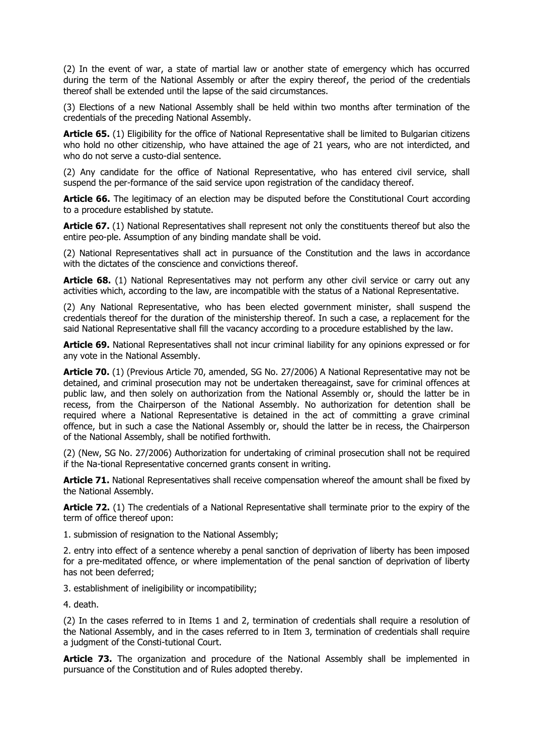(2) In the event of war, a state of martial law or another state of emergency which has occurred during the term of the National Assembly or after the expiry thereof, the period of the credentials thereof shall be extended until the lapse of the said circumstances.

(3) Elections of a new National Assembly shall be held within two months after termination of the credentials of the preceding National Assembly.

**Article 65.** (1) Eligibility for the office of National Representative shall be limited to Bulgarian citizens who hold no other citizenship, who have attained the age of 21 years, who are not interdicted, and who do not serve a custo-dial sentence.

(2) Any candidate for the office of National Representative, who has entered civil service, shall suspend the per-formance of the said service upon registration of the candidacy thereof.

**Article 66.** The legitimacy of an election may be disputed before the Constitutional Court according to a procedure established by statute.

**Article 67.** (1) National Representatives shall represent not only the constituents thereof but also the entire peo-ple. Assumption of any binding mandate shall be void.

(2) National Representatives shall act in pursuance of the Constitution and the laws in accordance with the dictates of the conscience and convictions thereof.

**Article 68.** (1) National Representatives may not perform any other civil service or carry out any activities which, according to the law, are incompatible with the status of a National Representative.

(2) Any National Representative, who has been elected government minister, shall suspend the credentials thereof for the duration of the ministership thereof. In such a case, a replacement for the said National Representative shall fill the vacancy according to a procedure established by the law.

**Article 69.** National Representatives shall not incur criminal liability for any opinions expressed or for any vote in the National Assembly.

**Article 70.** (1) (Previous Article 70, amended, SG No. 27/2006) A National Representative may not be detained, and criminal prosecution may not be undertaken thereagainst, save for criminal offences at public law, and then solely on authorization from the National Assembly or, should the latter be in recess, from the Chairperson of the National Assembly. No authorization for detention shall be required where a National Representative is detained in the act of committing a grave criminal offence, but in such a case the National Assembly or, should the latter be in recess, the Chairperson of the National Assembly, shall be notified forthwith.

(2) (New, SG No. 27/2006) Authorization for undertaking of criminal prosecution shall not be required if the Na-tional Representative concerned grants consent in writing.

**Article 71.** National Representatives shall receive compensation whereof the amount shall be fixed by the National Assembly.

**Article 72.** (1) The credentials of a National Representative shall terminate prior to the expiry of the term of office thereof upon:

1. submission of resignation to the National Assembly;

2. entry into effect of a sentence whereby a penal sanction of deprivation of liberty has been imposed for a pre-meditated offence, or where implementation of the penal sanction of deprivation of liberty has not been deferred;

3. establishment of ineligibility or incompatibility;

4. death.

(2) In the cases referred to in Items 1 and 2, termination of credentials shall require a resolution of the National Assembly, and in the cases referred to in Item 3, termination of credentials shall require a judgment of the Consti-tutional Court.

**Article 73.** The organization and procedure of the National Assembly shall be implemented in pursuance of the Constitution and of Rules adopted thereby.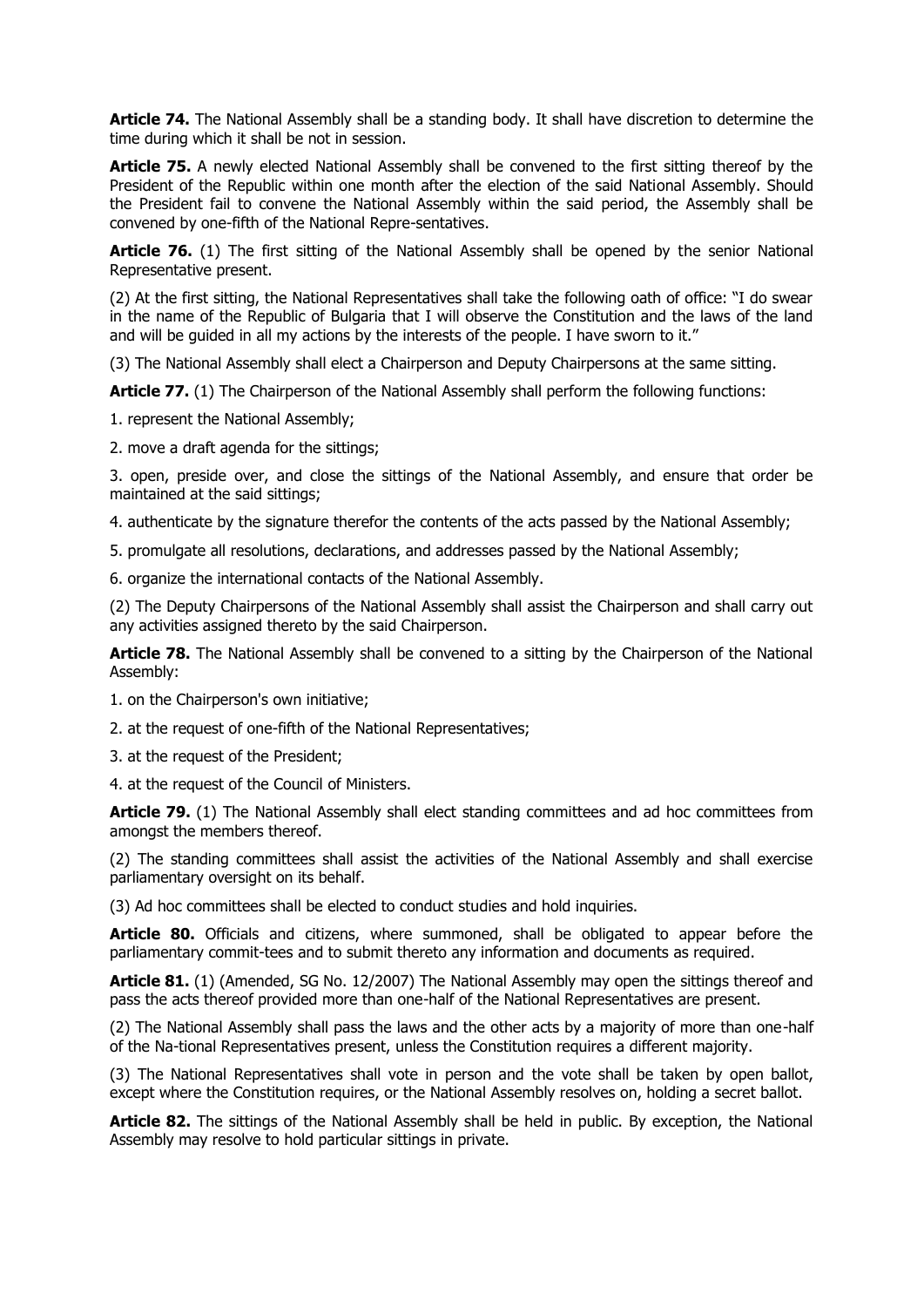**Article 74.** The National Assembly shall be a standing body. It shall have discretion to determine the time during which it shall be not in session.

**Article 75.** A newly elected National Assembly shall be convened to the first sitting thereof by the President of the Republic within one month after the election of the said National Assembly. Should the President fail to convene the National Assembly within the said period, the Assembly shall be convened by one-fifth of the National Repre-sentatives.

**Article 76.** (1) The first sitting of the National Assembly shall be opened by the senior National Representative present.

(2) At the first sitting, the National Representatives shall take the following oath of office: "I do swear in the name of the Republic of Bulgaria that I will observe the Constitution and the laws of the land and will be guided in all my actions by the interests of the people. I have sworn to it."

(3) The National Assembly shall elect a Chairperson and Deputy Chairpersons at the same sitting.

**Article 77.** (1) The Chairperson of the National Assembly shall perform the following functions:

1. represent the National Assembly;

2. move a draft agenda for the sittings;

3. open, preside over, and close the sittings of the National Assembly, and ensure that order be maintained at the said sittings;

4. authenticate by the signature therefor the contents of the acts passed by the National Assembly;

5. promulgate all resolutions, declarations, and addresses passed by the National Assembly;

6. organize the international contacts of the National Assembly.

(2) The Deputy Chairpersons of the National Assembly shall assist the Chairperson and shall carry out any activities assigned thereto by the said Chairperson.

**Article 78.** The National Assembly shall be convened to a sitting by the Chairperson of the National Assembly:

1. on the Chairperson's own initiative;

2. at the request of one-fifth of the National Representatives;

3. at the request of the President;

4. at the request of the Council of Ministers.

**Article 79.** (1) The National Assembly shall elect standing committees and ad hoc committees from amongst the members thereof.

(2) The standing committees shall assist the activities of the National Assembly and shall exercise parliamentary oversight on its behalf.

(3) Ad hoc committees shall be elected to conduct studies and hold inquiries.

**Article 80.** Officials and citizens, where summoned, shall be obligated to appear before the parliamentary commit-tees and to submit thereto any information and documents as required.

**Article 81.** (1) (Amended, SG No. 12/2007) The National Assembly may open the sittings thereof and pass the acts thereof provided more than one-half of the National Representatives are present.

(2) The National Assembly shall pass the laws and the other acts by a majority of more than one-half of the Na-tional Representatives present, unless the Constitution requires a different majority.

(3) The National Representatives shall vote in person and the vote shall be taken by open ballot, except where the Constitution requires, or the National Assembly resolves on, holding a secret ballot.

**Article 82.** The sittings of the National Assembly shall be held in public. By exception, the National Assembly may resolve to hold particular sittings in private.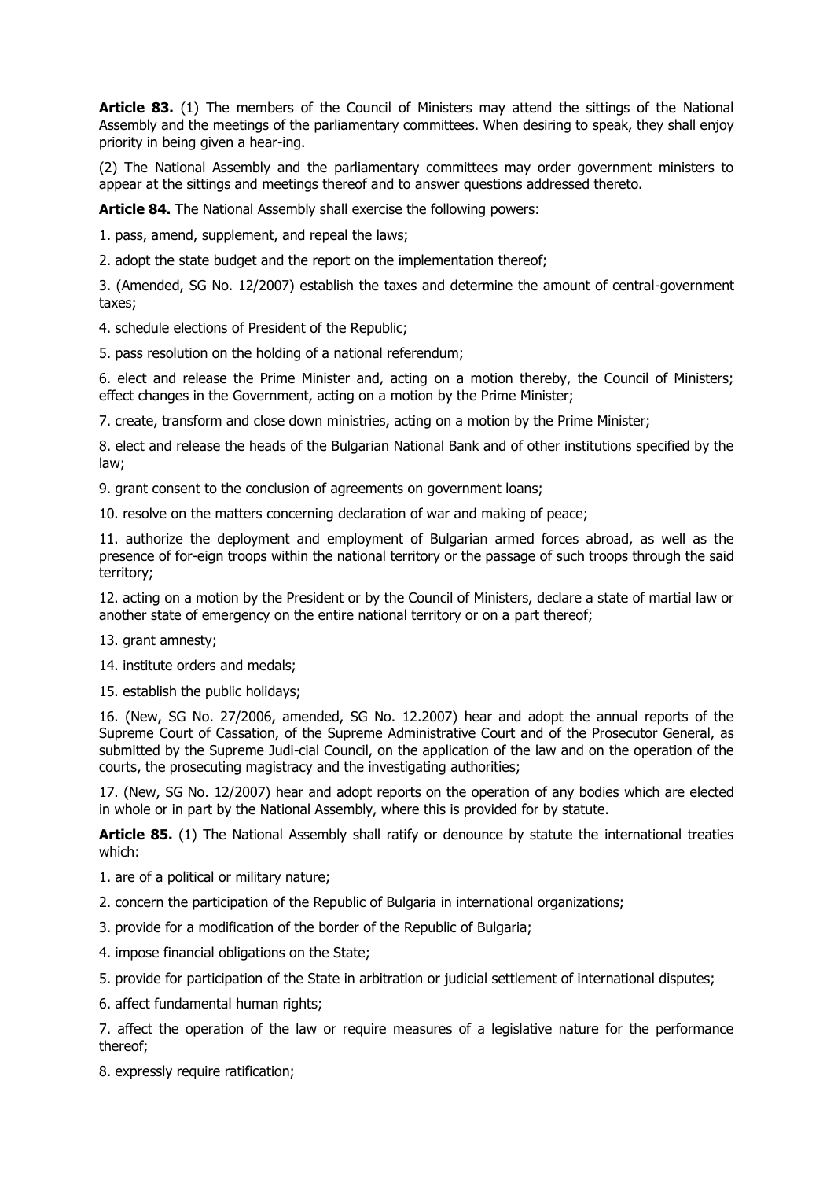**Article 83.** (1) The members of the Council of Ministers may attend the sittings of the National Assembly and the meetings of the parliamentary committees. When desiring to speak, they shall enjoy priority in being given a hear-ing.

(2) The National Assembly and the parliamentary committees may order government ministers to appear at the sittings and meetings thereof and to answer questions addressed thereto.

**Article 84.** The National Assembly shall exercise the following powers:

1. pass, amend, supplement, and repeal the laws;

2. adopt the state budget and the report on the implementation thereof;

3. (Amended, SG No. 12/2007) establish the taxes and determine the amount of central-government taxes;

4. schedule elections of President of the Republic;

5. pass resolution on the holding of a national referendum;

6. elect and release the Prime Minister and, acting on a motion thereby, the Council of Ministers; effect changes in the Government, acting on a motion by the Prime Minister;

7. create, transform and close down ministries, acting on a motion by the Prime Minister;

8. elect and release the heads of the Bulgarian National Bank and of other institutions specified by the law;

9. grant consent to the conclusion of agreements on government loans;

10. resolve on the matters concerning declaration of war and making of peace;

11. authorize the deployment and employment of Bulgarian armed forces abroad, as well as the presence of for-eign troops within the national territory or the passage of such troops through the said territory;

12. acting on a motion by the President or by the Council of Ministers, declare a state of martial law or another state of emergency on the entire national territory or on a part thereof;

13. grant amnesty;

14. institute orders and medals;

15. establish the public holidays;

16. (New, SG No. 27/2006, amended, SG No. 12.2007) hear and adopt the annual reports of the Supreme Court of Cassation, of the Supreme Administrative Court and of the Prosecutor General, as submitted by the Supreme Judi-cial Council, on the application of the law and on the operation of the courts, the prosecuting magistracy and the investigating authorities;

17. (New, SG No. 12/2007) hear and adopt reports on the operation of any bodies which are elected in whole or in part by the National Assembly, where this is provided for by statute.

**Article 85.** (1) The National Assembly shall ratify or denounce by statute the international treaties which:

1. are of a political or military nature;

2. concern the participation of the Republic of Bulgaria in international organizations;

3. provide for a modification of the border of the Republic of Bulgaria;

4. impose financial obligations on the State;

5. provide for participation of the State in arbitration or judicial settlement of international disputes;

6. affect fundamental human rights;

7. affect the operation of the law or require measures of a legislative nature for the performance thereof;

8. expressly require ratification;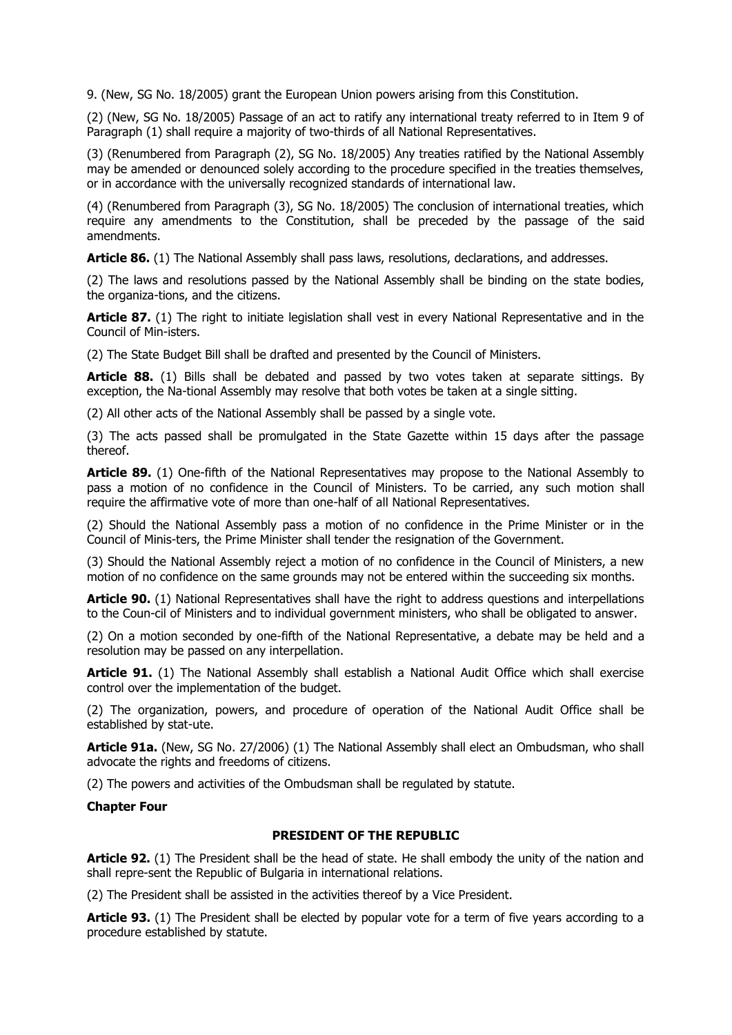9. (New, SG No. 18/2005) grant the European Union powers arising from this Constitution.

(2) (New, SG No. 18/2005) Passage of an act to ratify any international treaty referred to in Item 9 of Paragraph (1) shall require a majority of two-thirds of all National Representatives.

(3) (Renumbered from Paragraph (2), SG No. 18/2005) Any treaties ratified by the National Assembly may be amended or denounced solely according to the procedure specified in the treaties themselves, or in accordance with the universally recognized standards of international law.

(4) (Renumbered from Paragraph (3), SG No. 18/2005) The conclusion of international treaties, which require any amendments to the Constitution, shall be preceded by the passage of the said amendments.

**Article 86.** (1) The National Assembly shall pass laws, resolutions, declarations, and addresses.

(2) The laws and resolutions passed by the National Assembly shall be binding on the state bodies, the organiza-tions, and the citizens.

**Article 87.** (1) The right to initiate legislation shall vest in every National Representative and in the Council of Min-isters.

(2) The State Budget Bill shall be drafted and presented by the Council of Ministers.

**Article 88.** (1) Bills shall be debated and passed by two votes taken at separate sittings. By exception, the Na-tional Assembly may resolve that both votes be taken at a single sitting.

(2) All other acts of the National Assembly shall be passed by a single vote.

(3) The acts passed shall be promulgated in the State Gazette within 15 days after the passage thereof.

**Article 89.** (1) One-fifth of the National Representatives may propose to the National Assembly to pass a motion of no confidence in the Council of Ministers. To be carried, any such motion shall require the affirmative vote of more than one-half of all National Representatives.

(2) Should the National Assembly pass a motion of no confidence in the Prime Minister or in the Council of Minis-ters, the Prime Minister shall tender the resignation of the Government.

(3) Should the National Assembly reject a motion of no confidence in the Council of Ministers, a new motion of no confidence on the same grounds may not be entered within the succeeding six months.

**Article 90.** (1) National Representatives shall have the right to address questions and interpellations to the Coun-cil of Ministers and to individual government ministers, who shall be obligated to answer.

(2) On a motion seconded by one-fifth of the National Representative, a debate may be held and a resolution may be passed on any interpellation.

**Article 91.** (1) The National Assembly shall establish a National Audit Office which shall exercise control over the implementation of the budget.

(2) The organization, powers, and procedure of operation of the National Audit Office shall be established by stat-ute.

**Article 91a.** (New, SG No. 27/2006) (1) The National Assembly shall elect an Ombudsman, who shall advocate the rights and freedoms of citizens.

(2) The powers and activities of the Ombudsman shall be regulated by statute.

## Chapter Four

### PRESIDENT OF THE REPUBLIC

**Article 92.** (1) The President shall be the head of state. He shall embody the unity of the nation and shall repre-sent the Republic of Bulgaria in international relations.

(2) The President shall be assisted in the activities thereof by a Vice President.

**Article 93.** (1) The President shall be elected by popular vote for a term of five years according to a procedure established by statute.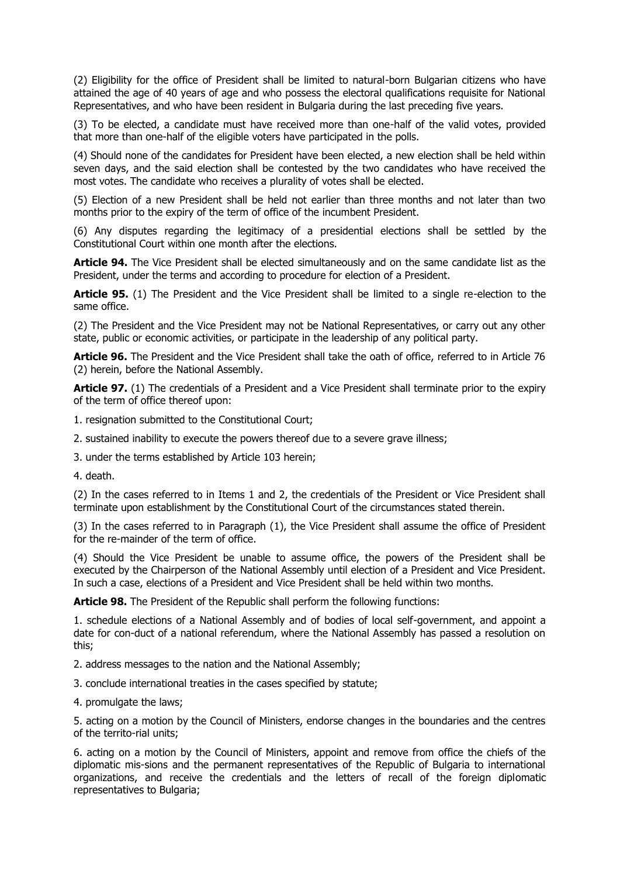(2) Eligibility for the office of President shall be limited to natural-born Bulgarian citizens who have attained the age of 40 years of age and who possess the electoral qualifications requisite for National Representatives, and who have been resident in Bulgaria during the last preceding five years.

(3) To be elected, a candidate must have received more than one-half of the valid votes, provided that more than one-half of the eligible voters have participated in the polls.

(4) Should none of the candidates for President have been elected, a new election shall be held within seven days, and the said election shall be contested by the two candidates who have received the most votes. The candidate who receives a plurality of votes shall be elected.

(5) Election of a new President shall be held not earlier than three months and not later than two months prior to the expiry of the term of office of the incumbent President.

(6) Any disputes regarding the legitimacy of a presidential elections shall be settled by the Constitutional Court within one month after the elections.

**Article 94.** The Vice President shall be elected simultaneously and on the same candidate list as the President, under the terms and according to procedure for election of a President.

**Article 95.** (1) The President and the Vice President shall be limited to a single re-election to the same office.

(2) The President and the Vice President may not be National Representatives, or carry out any other state, public or economic activities, or participate in the leadership of any political party.

**Article 96.** The President and the Vice President shall take the oath of office, referred to in Article 76 (2) herein, before the National Assembly.

**Article 97.** (1) The credentials of a President and a Vice President shall terminate prior to the expiry of the term of office thereof upon:

1. resignation submitted to the Constitutional Court;

2. sustained inability to execute the powers thereof due to a severe grave illness;

3. under the terms established by Article 103 herein;

4. death.

(2) In the cases referred to in Items 1 and 2, the credentials of the President or Vice President shall terminate upon establishment by the Constitutional Court of the circumstances stated therein.

(3) In the cases referred to in Paragraph (1), the Vice President shall assume the office of President for the re-mainder of the term of office.

(4) Should the Vice President be unable to assume office, the powers of the President shall be executed by the Chairperson of the National Assembly until election of a President and Vice President. In such a case, elections of a President and Vice President shall be held within two months.

**Article 98.** The President of the Republic shall perform the following functions:

1. schedule elections of a National Assembly and of bodies of local self-government, and appoint a date for con-duct of a national referendum, where the National Assembly has passed a resolution on this;

2. address messages to the nation and the National Assembly;

3. conclude international treaties in the cases specified by statute;

4. promulgate the laws;

5. acting on a motion by the Council of Ministers, endorse changes in the boundaries and the centres of the territo-rial units;

6. acting on a motion by the Council of Ministers, appoint and remove from office the chiefs of the diplomatic mis-sions and the permanent representatives of the Republic of Bulgaria to international organizations, and receive the credentials and the letters of recall of the foreign diplomatic representatives to Bulgaria;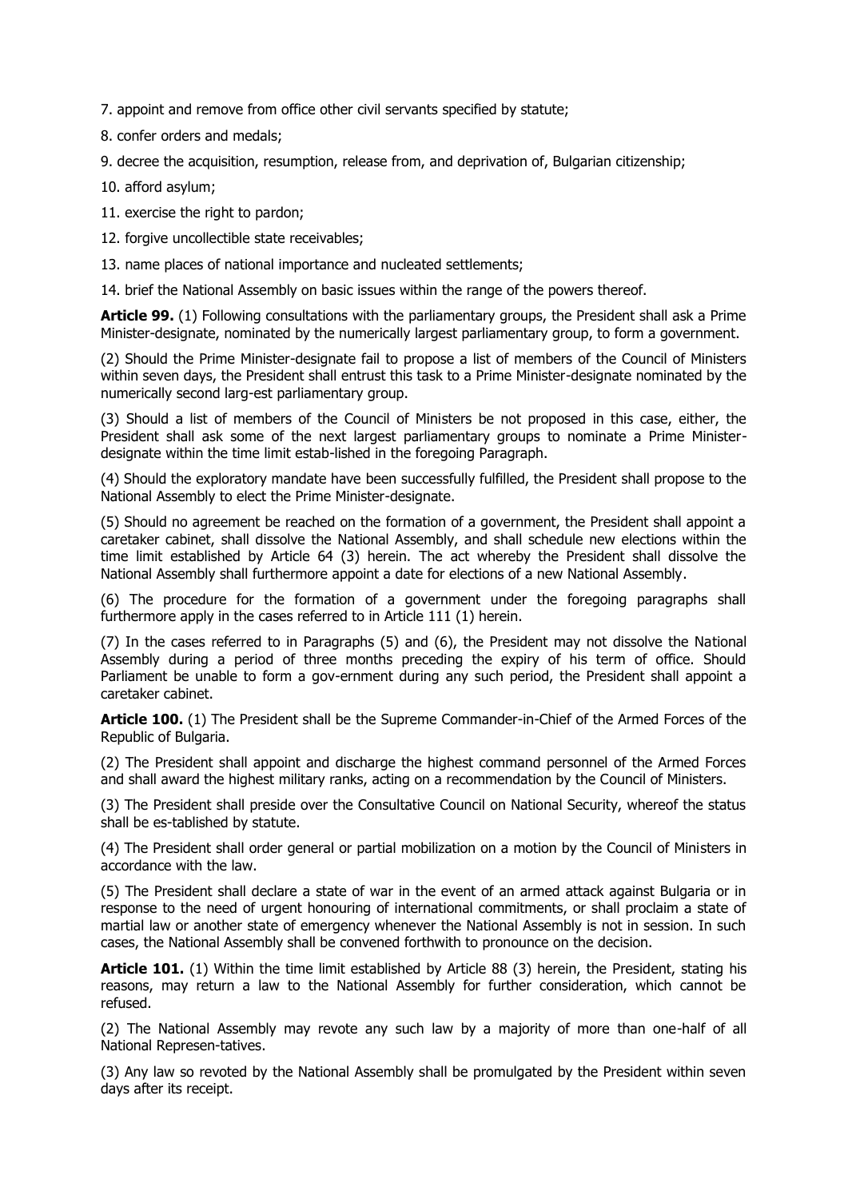7. appoint and remove from office other civil servants specified by statute;

8. confer orders and medals;

9. decree the acquisition, resumption, release from, and deprivation of, Bulgarian citizenship;

10. afford asylum;

11. exercise the right to pardon;

12. forgive uncollectible state receivables;

13. name places of national importance and nucleated settlements;

14. brief the National Assembly on basic issues within the range of the powers thereof.

**Article 99.** (1) Following consultations with the parliamentary groups, the President shall ask a Prime Minister-designate, nominated by the numerically largest parliamentary group, to form a government.

(2) Should the Prime Minister-designate fail to propose a list of members of the Council of Ministers within seven days, the President shall entrust this task to a Prime Minister-designate nominated by the numerically second larg-est parliamentary group.

(3) Should a list of members of the Council of Ministers be not proposed in this case, either, the President shall ask some of the next largest parliamentary groups to nominate a Prime Minister-designate within the time limit estab-lished in the foregoing Paragraph.

(4) Should the exploratory mandate have been successfully fulfilled, the President shall propose to the National Assembly to elect the Prime Minister-designate.

(5) Should no agreement be reached on the formation of a government, the President shall appoint a caretaker cabinet, shall dissolve the National Assembly, and shall schedule new elections within the time limit established by Article 64 (3) herein. The act whereby the President shall dissolve the National Assembly shall furthermore appoint a date for elections of a new National Assembly.

(6) The procedure for the formation of a government under the foregoing paragraphs shall furthermore apply in the cases referred to in Article 111 (1) herein.

(7) In the cases referred to in Paragraphs (5) and (6), the President may not dissolve the National Assembly during a period of three months preceding the expiry of his term of office. Should Parliament be unable to form a gov-ernment during any such period, the President shall appoint a caretaker cabinet.

**Article 100.** (1) The President shall be the Supreme Commander-in-Chief of the Armed Forces of the Republic of Bulgaria.

(2) The President shall appoint and discharge the highest command personnel of the Armed Forces and shall award the highest military ranks, acting on a recommendation by the Council of Ministers.

(3) The President shall preside over the Consultative Council on National Security, whereof the status shall be es-tablished by statute.

(4) The President shall order general or partial mobilization on a motion by the Council of Ministers in accordance with the law.

(5) The President shall declare a state of war in the event of an armed attack against Bulgaria or in response to the need of urgent honouring of international commitments, or shall proclaim a state of martial law or another state of emergency whenever the National Assembly is not in session. In such cases, the National Assembly shall be convened forthwith to pronounce on the decision.

**Article 101.** (1) Within the time limit established by Article 88 (3) herein, the President, stating his reasons, may return a law to the National Assembly for further consideration, which cannot be refused.

(2) The National Assembly may revote any such law by a majority of more than one-half of all National Represen-tatives.

(3) Any law so revoted by the National Assembly shall be promulgated by the President within seven days after its receipt.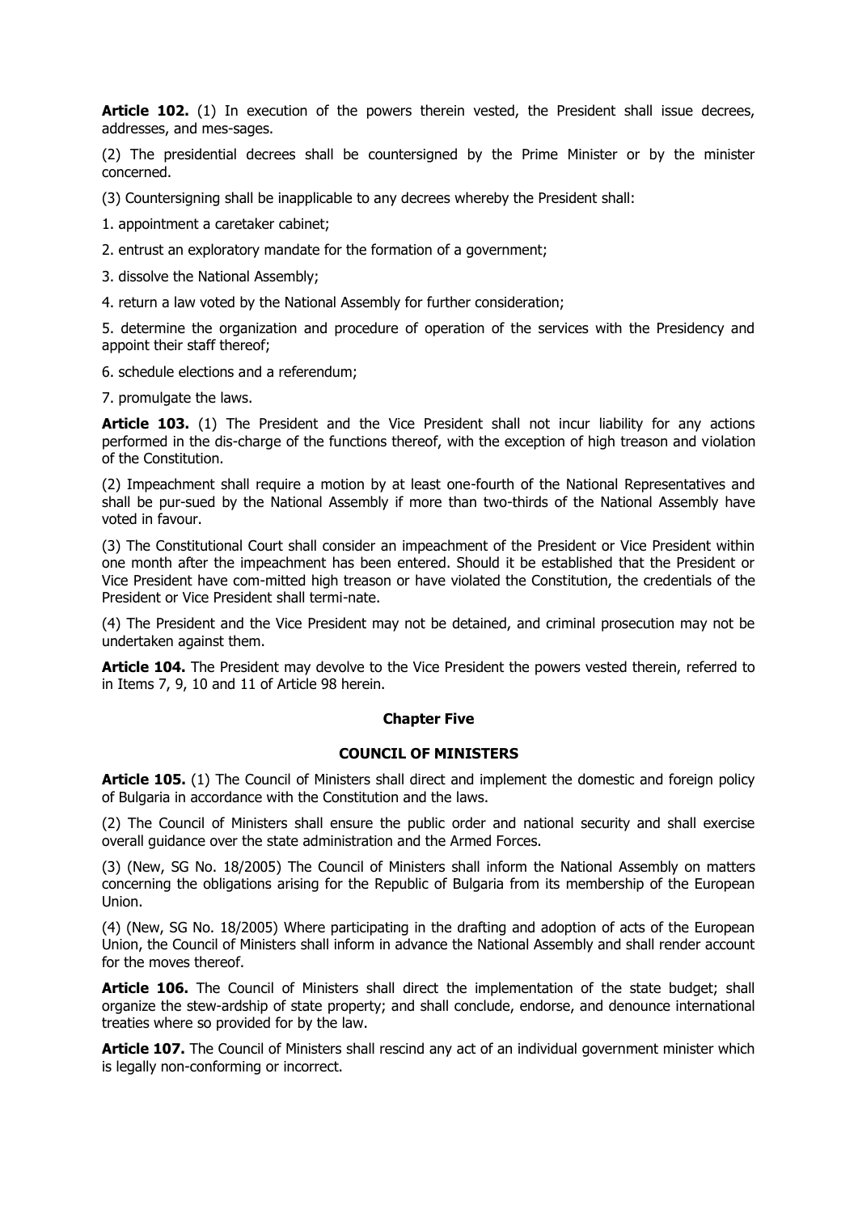**Article 102.** (1) In execution of the powers therein vested, the President shall issue decrees, addresses, and mes-sages.

(2) The presidential decrees shall be countersigned by the Prime Minister or by the minister concerned.

(3) Countersigning shall be inapplicable to any decrees whereby the President shall:

1. appointment a caretaker cabinet;

2. entrust an exploratory mandate for the formation of a government;

3. dissolve the National Assembly;

4. return a law voted by the National Assembly for further consideration;

5. determine the organization and procedure of operation of the services with the Presidency and appoint their staff thereof;

6. schedule elections and a referendum;

7. promulgate the laws.

**Article 103.** (1) The President and the Vice President shall not incur liability for any actions performed in the dis-charge of the functions thereof, with the exception of high treason and violation of the Constitution.

(2) Impeachment shall require a motion by at least one-fourth of the National Representatives and shall be pur-sued by the National Assembly if more than two-thirds of the National Assembly have voted in favour.

(3) The Constitutional Court shall consider an impeachment of the President or Vice President within one month after the impeachment has been entered. Should it be established that the President or Vice President have com-mitted high treason or have violated the Constitution, the credentials of the President or Vice President shall termi-nate.

(4) The President and the Vice President may not be detained, and criminal prosecution may not be undertaken against them.

**Article 104.** The President may devolve to the Vice President the powers vested therein, referred to in Items 7, 9, 10 and 11 of Article 98 herein.

## Chapter Five

## COUNCIL OF MINISTERS

**Article 105.** (1) The Council of Ministers shall direct and implement the domestic and foreign policy of Bulgaria in accordance with the Constitution and the laws.

(2) The Council of Ministers shall ensure the public order and national security and shall exercise overall guidance over the state administration and the Armed Forces.

(3) (New, SG No. 18/2005) The Council of Ministers shall inform the National Assembly on matters concerning the obligations arising for the Republic of Bulgaria from its membership of the European Union.

(4) (New, SG No. 18/2005) Where participating in the drafting and adoption of acts of the European Union, the Council of Ministers shall inform in advance the National Assembly and shall render account for the moves thereof.

**Article 106.** The Council of Ministers shall direct the implementation of the state budget; shall organize the stew-ardship of state property; and shall conclude, endorse, and denounce international treaties where so provided for by the law.

**Article 107.** The Council of Ministers shall rescind any act of an individual government minister which is legally non-conforming or incorrect.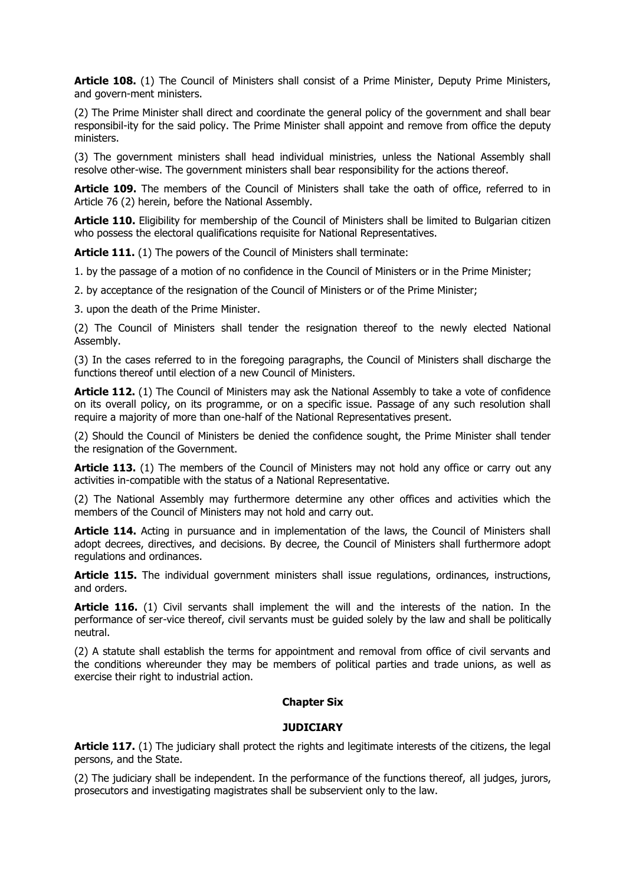**Article 108.** (1) The Council of Ministers shall consist of a Prime Minister, Deputy Prime Ministers, and govern-ment ministers.

(2) The Prime Minister shall direct and coordinate the general policy of the government and shall bear responsibil-ity for the said policy. The Prime Minister shall appoint and remove from office the deputy ministers.

(3) The government ministers shall head individual ministries, unless the National Assembly shall resolve other-wise. The government ministers shall bear responsibility for the actions thereof.

**Article 109.** The members of the Council of Ministers shall take the oath of office, referred to in Article 76 (2) herein, before the National Assembly.

**Article 110.** Eligibility for membership of the Council of Ministers shall be limited to Bulgarian citizen who possess the electoral qualifications requisite for National Representatives.

**Article 111.** (1) The powers of the Council of Ministers shall terminate:

1. by the passage of a motion of no confidence in the Council of Ministers or in the Prime Minister;

2. by acceptance of the resignation of the Council of Ministers or of the Prime Minister;

3. upon the death of the Prime Minister.

(2) The Council of Ministers shall tender the resignation thereof to the newly elected National Assembly.

(3) In the cases referred to in the foregoing paragraphs, the Council of Ministers shall discharge the functions thereof until election of a new Council of Ministers.

**Article 112.** (1) The Council of Ministers may ask the National Assembly to take a vote of confidence on its overall policy, on its programme, or on a specific issue. Passage of any such resolution shall require a majority of more than one-half of the National Representatives present.

(2) Should the Council of Ministers be denied the confidence sought, the Prime Minister shall tender the resignation of the Government.

**Article 113.** (1) The members of the Council of Ministers may not hold any office or carry out any activities in-compatible with the status of a National Representative.

(2) The National Assembly may furthermore determine any other offices and activities which the members of the Council of Ministers may not hold and carry out.

**Article 114.** Acting in pursuance and in implementation of the laws, the Council of Ministers shall adopt decrees, directives, and decisions. By decree, the Council of Ministers shall furthermore adopt regulations and ordinances.

**Article 115.** The individual government ministers shall issue regulations, ordinances, instructions, and orders.

**Article 116.** (1) Civil servants shall implement the will and the interests of the nation. In the performance of ser-vice thereof, civil servants must be guided solely by the law and shall be politically neutral.

(2) A statute shall establish the terms for appointment and removal from office of civil servants and the conditions whereunder they may be members of political parties and trade unions, as well as exercise their right to industrial action.

## Chapter Six

## JUDICIARY

**Article 117.** (1) The judiciary shall protect the rights and legitimate interests of the citizens, the legal persons, and the State.

(2) The judiciary shall be independent. In the performance of the functions thereof, all judges, jurors, prosecutors and investigating magistrates shall be subservient only to the law.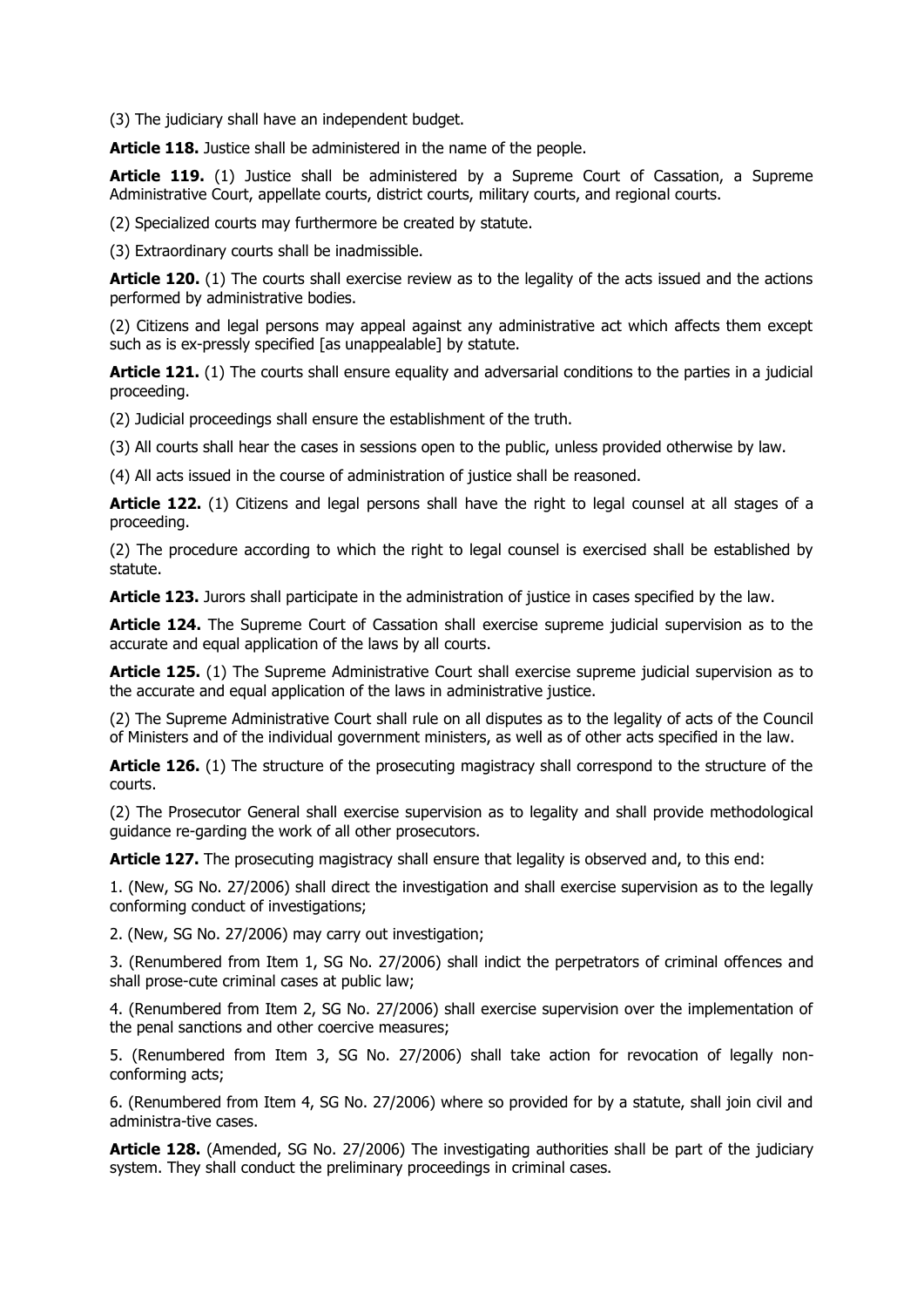(3) The judiciary shall have an independent budget.

**Article 118.** Justice shall be administered in the name of the people.

**Article 119.** (1) Justice shall be administered by a Supreme Court of Cassation, a Supreme Administrative Court, appellate courts, district courts, military courts, and regional courts.

(2) Specialized courts may furthermore be created by statute.

(3) Extraordinary courts shall be inadmissible.

**Article 120.** (1) The courts shall exercise review as to the legality of the acts issued and the actions performed by administrative bodies.

(2) Citizens and legal persons may appeal against any administrative act which affects them except such as is ex-pressly specified [as unappealable] by statute.

**Article 121.** (1) The courts shall ensure equality and adversarial conditions to the parties in a judicial proceeding.

(2) Judicial proceedings shall ensure the establishment of the truth.

(3) All courts shall hear the cases in sessions open to the public, unless provided otherwise by law.

(4) All acts issued in the course of administration of justice shall be reasoned.

**Article 122.** (1) Citizens and legal persons shall have the right to legal counsel at all stages of a proceeding.

(2) The procedure according to which the right to legal counsel is exercised shall be established by statute.

**Article 123.** Jurors shall participate in the administration of justice in cases specified by the law.

**Article 124.** The Supreme Court of Cassation shall exercise supreme judicial supervision as to the accurate and equal application of the laws by all courts.

**Article 125.** (1) The Supreme Administrative Court shall exercise supreme judicial supervision as to the accurate and equal application of the laws in administrative justice.

(2) The Supreme Administrative Court shall rule on all disputes as to the legality of acts of the Council of Ministers and of the individual government ministers, as well as of other acts specified in the law.

**Article 126.** (1) The structure of the prosecuting magistracy shall correspond to the structure of the courts.

(2) The Prosecutor General shall exercise supervision as to legality and shall provide methodological guidance re-garding the work of all other prosecutors.

**Article 127.** The prosecuting magistracy shall ensure that legality is observed and, to this end:

1. (New, SG No. 27/2006) shall direct the investigation and shall exercise supervision as to the legally conforming conduct of investigations;

2. (New, SG No. 27/2006) may carry out investigation;

3. (Renumbered from Item 1, SG No. 27/2006) shall indict the perpetrators of criminal offences and shall prose-cute criminal cases at public law;

4. (Renumbered from Item 2, SG No. 27/2006) shall exercise supervision over the implementation of the penal sanctions and other coercive measures;

5. (Renumbered from Item 3, SG No. 27/2006) shall take action for revocation of legally non-conforming acts;

6. (Renumbered from Item 4, SG No. 27/2006) where so provided for by a statute, shall join civil and administra-tive cases.

**Article 128.** (Amended, SG No. 27/2006) The investigating authorities shall be part of the judiciary system. They shall conduct the preliminary proceedings in criminal cases.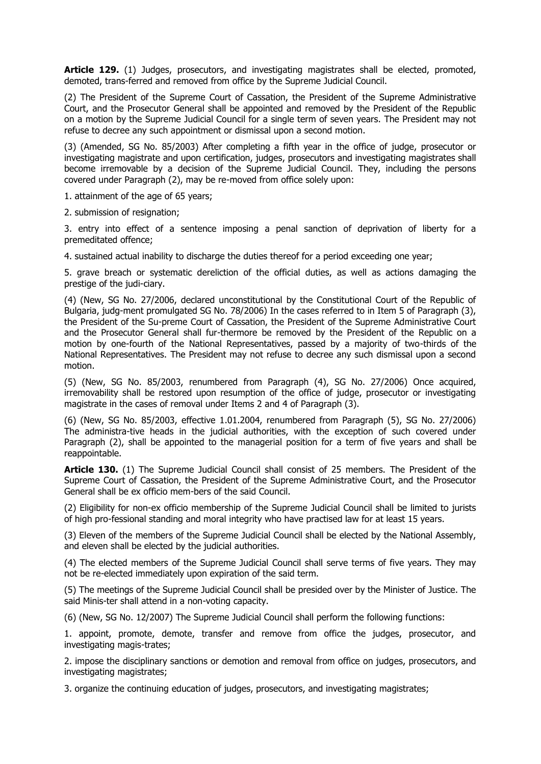**Article 129.** (1) Judges, prosecutors, and investigating magistrates shall be elected, promoted, demoted, trans-ferred and removed from office by the Supreme Judicial Council.

(2) The President of the Supreme Court of Cassation, the President of the Supreme Administrative Court, and the Prosecutor General shall be appointed and removed by the President of the Republic on a motion by the Supreme Judicial Council for a single term of seven years. The President may not refuse to decree any such appointment or dismissal upon a second motion.

(3) (Amended, SG No. 85/2003) After completing a fifth year in the office of judge, prosecutor or investigating magistrate and upon certification, judges, prosecutors and investigating magistrates shall become irremovable by a decision of the Supreme Judicial Council. They, including the persons covered under Paragraph (2), may be re-moved from office solely upon:

1. attainment of the age of 65 years;

2. submission of resignation;

3. entry into effect of a sentence imposing a penal sanction of deprivation of liberty for a premeditated offence;

4. sustained actual inability to discharge the duties thereof for a period exceeding one year;

5. grave breach or systematic dereliction of the official duties, as well as actions damaging the prestige of the judi-ciary.

(4) (New, SG No. 27/2006, declared unconstitutional by the Constitutional Court of the Republic of Bulgaria, judg-ment promulgated SG No. 78/2006) In the cases referred to in Item 5 of Paragraph (3), the President of the Su-preme Court of Cassation, the President of the Supreme Administrative Court and the Prosecutor General shall fur-thermore be removed by the President of the Republic on a motion by one-fourth of the National Representatives, passed by a majority of two-thirds of the National Representatives. The President may not refuse to decree any such dismissal upon a second motion.

(5) (New, SG No. 85/2003, renumbered from Paragraph (4), SG No. 27/2006) Once acquired, irremovability shall be restored upon resumption of the office of judge, prosecutor or investigating magistrate in the cases of removal under Items 2 and 4 of Paragraph (3).

(6) (New, SG No. 85/2003, effective 1.01.2004, renumbered from Paragraph (5), SG No. 27/2006) The administra-tive heads in the judicial authorities, with the exception of such covered under Paragraph (2), shall be appointed to the managerial position for a term of five years and shall be reappointable.

**Article 130.** (1) The Supreme Judicial Council shall consist of 25 members. The President of the Supreme Court of Cassation, the President of the Supreme Administrative Court, and the Prosecutor General shall be ex officio mem-bers of the said Council.

(2) Eligibility for non-ex officio membership of the Supreme Judicial Council shall be limited to jurists of high pro-fessional standing and moral integrity who have practised law for at least 15 years.

(3) Eleven of the members of the Supreme Judicial Council shall be elected by the National Assembly, and eleven shall be elected by the judicial authorities.

(4) The elected members of the Supreme Judicial Council shall serve terms of five years. They may not be re-elected immediately upon expiration of the said term.

(5) The meetings of the Supreme Judicial Council shall be presided over by the Minister of Justice. The said Minis-ter shall attend in a non-voting capacity.

(6) (New, SG No. 12/2007) The Supreme Judicial Council shall perform the following functions:

1. appoint, promote, demote, transfer and remove from office the judges, prosecutor, and investigating magis-trates;

2. impose the disciplinary sanctions or demotion and removal from office on judges, prosecutors, and investigating magistrates;

3. organize the continuing education of judges, prosecutors, and investigating magistrates;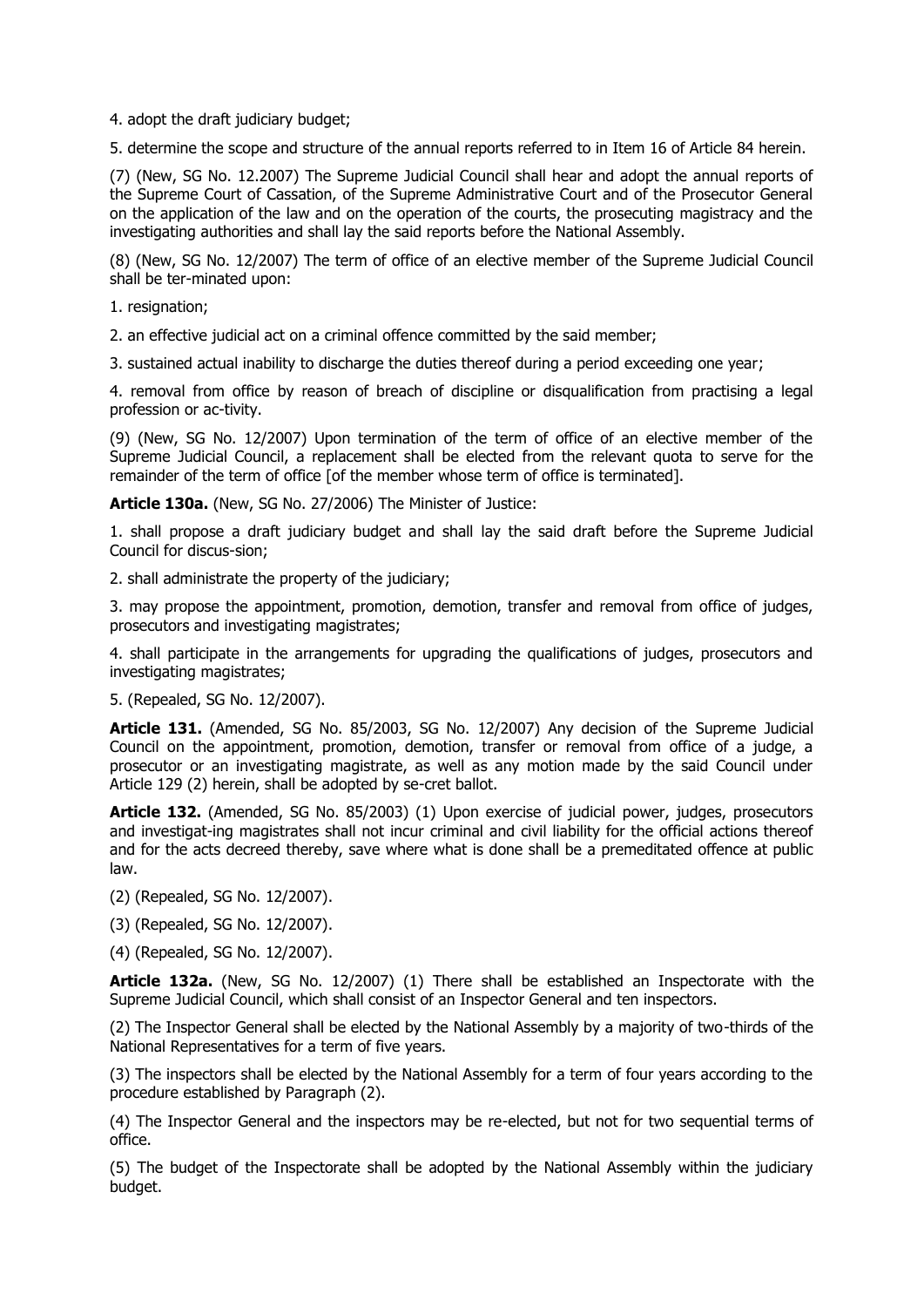4. adopt the draft judiciary budget;

5. determine the scope and structure of the annual reports referred to in Item 16 of Article 84 herein.

(7) (New, SG No. 12.2007) The Supreme Judicial Council shall hear and adopt the annual reports of the Supreme Court of Cassation, of the Supreme Administrative Court and of the Prosecutor General on the application of the law and on the operation of the courts, the prosecuting magistracy and the investigating authorities and shall lay the said reports before the National Assembly.

(8) (New, SG No. 12/2007) The term of office of an elective member of the Supreme Judicial Council shall be ter-minated upon:

1. resignation;

2. an effective judicial act on a criminal offence committed by the said member;

3. sustained actual inability to discharge the duties thereof during a period exceeding one year;

4. removal from office by reason of breach of discipline or disqualification from practising a legal profession or ac-tivity.

(9) (New, SG No. 12/2007) Upon termination of the term of office of an elective member of the Supreme Judicial Council, a replacement shall be elected from the relevant quota to serve for the remainder of the term of office [of the member whose term of office is terminated].

**Article 130a.** (New, SG No. 27/2006) The Minister of Justice:

1. shall propose a draft judiciary budget and shall lay the said draft before the Supreme Judicial Council for discus-sion;

2. shall administrate the property of the judiciary;

3. may propose the appointment, promotion, demotion, transfer and removal from office of judges, prosecutors and investigating magistrates;

4. shall participate in the arrangements for upgrading the qualifications of judges, prosecutors and investigating magistrates;

5. (Repealed, SG No. 12/2007).

**Article 131.** (Amended, SG No. 85/2003, SG No. 12/2007) Any decision of the Supreme Judicial Council on the appointment, promotion, demotion, transfer or removal from office of a judge, a prosecutor or an investigating magistrate, as well as any motion made by the said Council under Article 129 (2) herein, shall be adopted by se-cret ballot.

**Article 132.** (Amended, SG No. 85/2003) (1) Upon exercise of judicial power, judges, prosecutors and investigat-ing magistrates shall not incur criminal and civil liability for the official actions thereof and for the acts decreed thereby, save where what is done shall be a premeditated offence at public law.

(2) (Repealed, SG No. 12/2007).

(3) (Repealed, SG No. 12/2007).

(4) (Repealed, SG No. 12/2007).

**Article 132a.** (New, SG No. 12/2007) (1) There shall be established an Inspectorate with the Supreme Judicial Council, which shall consist of an Inspector General and ten inspectors.

(2) The Inspector General shall be elected by the National Assembly by a majority of two-thirds of the National Representatives for a term of five years.

(3) The inspectors shall be elected by the National Assembly for a term of four years according to the procedure established by Paragraph (2).

(4) The Inspector General and the inspectors may be re-elected, but not for two sequential terms of office.

(5) The budget of the Inspectorate shall be adopted by the National Assembly within the judiciary budget.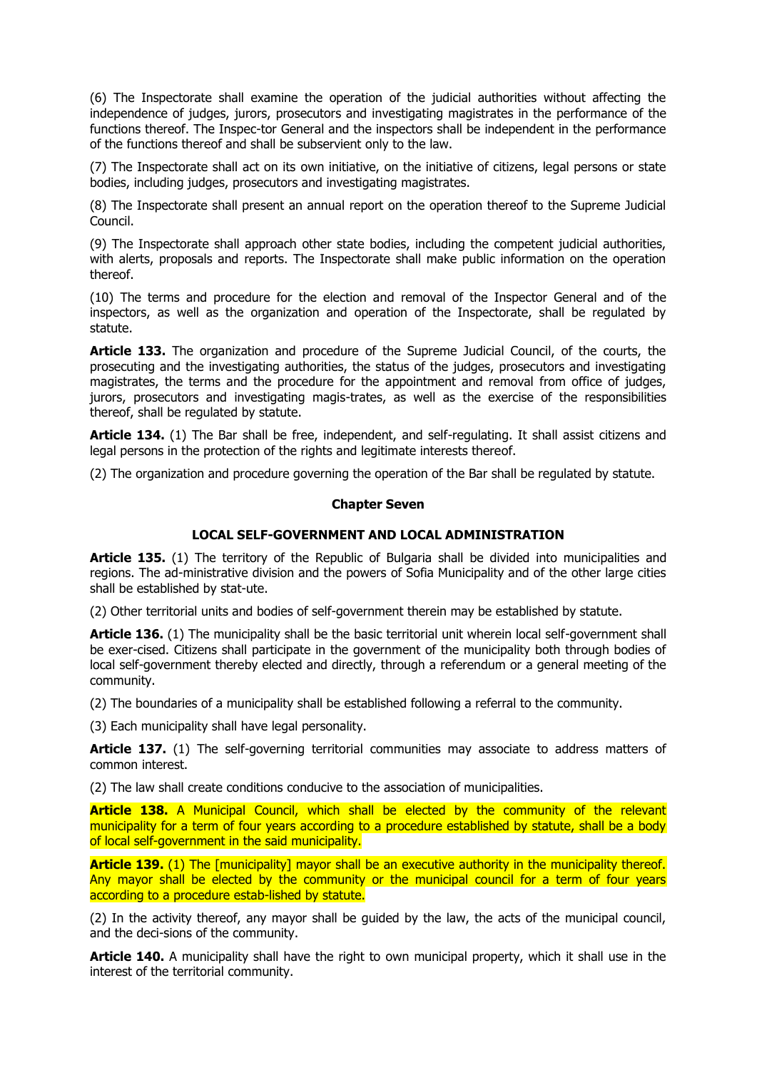(6) The Inspectorate shall examine the operation of the judicial authorities without affecting the independence of judges, jurors, prosecutors and investigating magistrates in the performance of the functions thereof. The Inspec-tor General and the inspectors shall be independent in the performance of the functions thereof and shall be subservient only to the law.

(7) The Inspectorate shall act on its own initiative, on the initiative of citizens, legal persons or state bodies, including judges, prosecutors and investigating magistrates.

(8) The Inspectorate shall present an annual report on the operation thereof to the Supreme Judicial Council.

(9) The Inspectorate shall approach other state bodies, including the competent judicial authorities, with alerts, proposals and reports. The Inspectorate shall make public information on the operation thereof.

(10) The terms and procedure for the election and removal of the Inspector General and of the inspectors, as well as the organization and operation of the Inspectorate, shall be regulated by statute.

**Article 133.** The organization and procedure of the Supreme Judicial Council, of the courts, the prosecuting and the investigating authorities, the status of the judges, prosecutors and investigating magistrates, the terms and the procedure for the appointment and removal from office of judges, jurors, prosecutors and investigating magis-trates, as well as the exercise of the responsibilities thereof, shall be regulated by statute.

**Article 134.** (1) The Bar shall be free, independent, and self-regulating. It shall assist citizens and legal persons in the protection of the rights and legitimate interests thereof.

(2) The organization and procedure governing the operation of the Bar shall be regulated by statute.

## Chapter Seven

## LOCAL SELF-GOVERNMENT AND LOCAL ADMINISTRATION

**Article 135.** (1) The territory of the Republic of Bulgaria shall be divided into municipalities and regions. The ad-ministrative division and the powers of Sofia Municipality and of the other large cities shall be established by stat-ute.

(2) Other territorial units and bodies of self-government therein may be established by statute.

**Article 136.** (1) The municipality shall be the basic territorial unit wherein local self-government shall be exer-cised. Citizens shall participate in the government of the municipality both through bodies of local self-government thereby elected and directly, through a referendum or a general meeting of the community.

(2) The boundaries of a municipality shall be established following a referral to the community.

(3) Each municipality shall have legal personality.

**Article 137.** (1) The self-governing territorial communities may associate to address matters of common interest.

(2) The law shall create conditions conducive to the association of municipalities.

**Article 138.** A Municipal Council, which shall be elected by the community of the relevant municipality for a term of four years according to a procedure established by statute, shall be a body of local self-government in the said municipality.

**Article 139.** (1) The [municipality] mayor shall be an executive authority in the municipality thereof. Any mayor shall be elected by the community or the municipal council for a term of four years according to a procedure estab-lished by statute.

(2) In the activity thereof, any mayor shall be guided by the law, the acts of the municipal council, and the deci-sions of the community.

**Article 140.** A municipality shall have the right to own municipal property, which it shall use in the interest of the territorial community.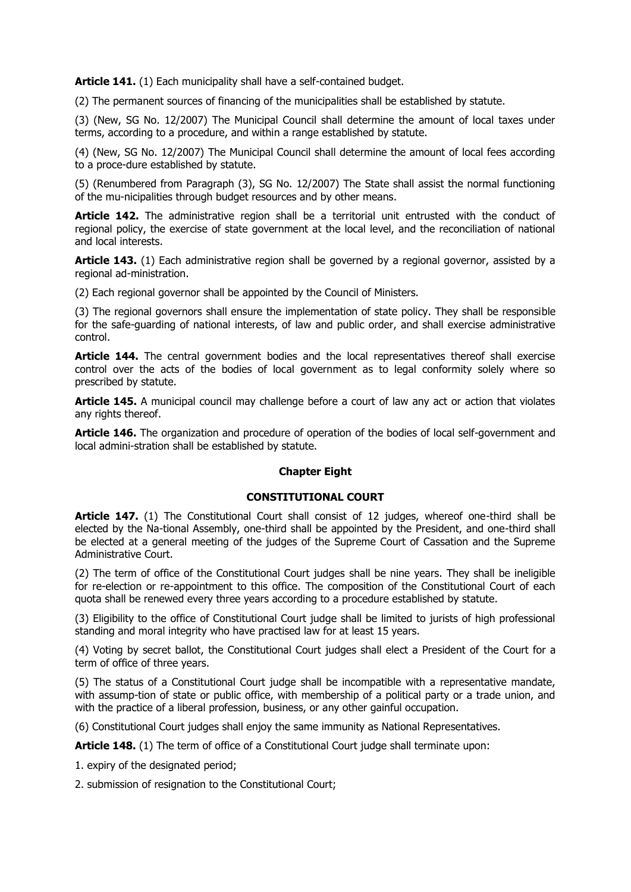**Article 141.** (1) Each municipality shall have a self-contained budget.

(2) The permanent sources of financing of the municipalities shall be established by statute.

(3) (New, SG No. 12/2007) The Municipal Council shall determine the amount of local taxes under terms, according to a procedure, and within a range established by statute.

(4) (New, SG No. 12/2007) The Municipal Council shall determine the amount of local fees according to a proce-dure established by statute.

(5) (Renumbered from Paragraph (3), SG No. 12/2007) The State shall assist the normal functioning of the mu-nicipalities through budget resources and by other means.

**Article 142.** The administrative region shall be a territorial unit entrusted with the conduct of regional policy, the exercise of state government at the local level, and the reconciliation of national and local interests.

**Article 143.** (1) Each administrative region shall be governed by a regional governor, assisted by a regional ad-ministration.

(2) Each regional governor shall be appointed by the Council of Ministers.

(3) The regional governors shall ensure the implementation of state policy. They shall be responsible for the safe-guarding of national interests, of law and public order, and shall exercise administrative control.

**Article 144.** The central government bodies and the local representatives thereof shall exercise control over the acts of the bodies of local government as to legal conformity solely where so prescribed by statute.

**Article 145.** A municipal council may challenge before a court of law any act or action that violates any rights thereof.

**Article 146.** The organization and procedure of operation of the bodies of local self-government and local admini-stration shall be established by statute.

## Chapter Eight

## CONSTITUTIONAL COURT

**Article 147.** (1) The Constitutional Court shall consist of 12 judges, whereof one-third shall be elected by the Na-tional Assembly, one-third shall be appointed by the President, and one-third shall be elected at a general meeting of the judges of the Supreme Court of Cassation and the Supreme Administrative Court.

(2) The term of office of the Constitutional Court judges shall be nine years. They shall be ineligible for re-election or re-appointment to this office. The composition of the Constitutional Court of each quota shall be renewed every three years according to a procedure established by statute.

(3) Eligibility to the office of Constitutional Court judge shall be limited to jurists of high professional standing and moral integrity who have practised law for at least 15 years.

(4) Voting by secret ballot, the Constitutional Court judges shall elect a President of the Court for a term of office of three years.

(5) The status of a Constitutional Court judge shall be incompatible with a representative mandate, with assump-tion of state or public office, with membership of a political party or a trade union, and with the practice of a liberal profession, business, or any other gainful occupation.

(6) Constitutional Court judges shall enjoy the same immunity as National Representatives.

**Article 148.** (1) The term of office of a Constitutional Court judge shall terminate upon:

1. expiry of the designated period;

2. submission of resignation to the Constitutional Court;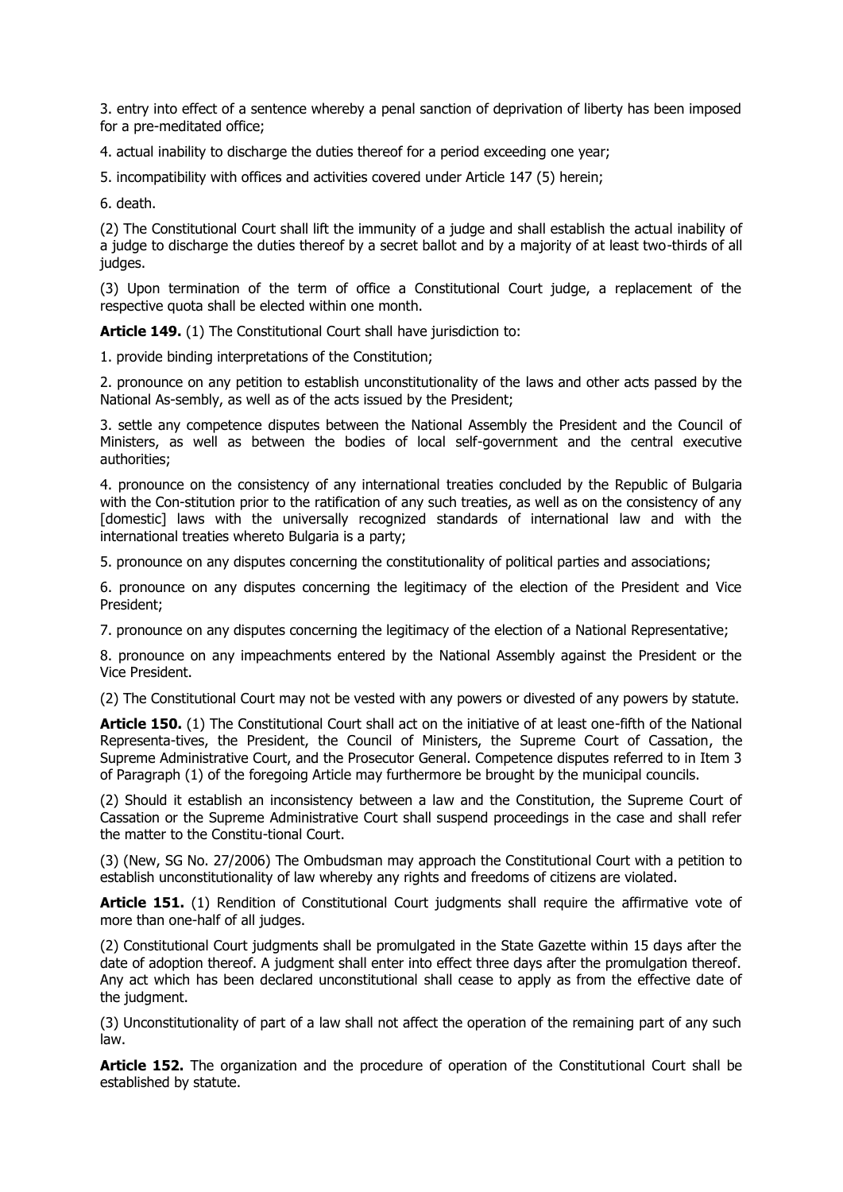3. entry into effect of a sentence whereby a penal sanction of deprivation of liberty has been imposed for a pre-meditated office;

4. actual inability to discharge the duties thereof for a period exceeding one year;

5. incompatibility with offices and activities covered under Article 147 (5) herein;

6. death.

(2) The Constitutional Court shall lift the immunity of a judge and shall establish the actual inability of a judge to discharge the duties thereof by a secret ballot and by a majority of at least two-thirds of all judges.

(3) Upon termination of the term of office a Constitutional Court judge, a replacement of the respective quota shall be elected within one month.

**Article 149.** (1) The Constitutional Court shall have jurisdiction to:

1. provide binding interpretations of the Constitution;

2. pronounce on any petition to establish unconstitutionality of the laws and other acts passed by the National As-sembly, as well as of the acts issued by the President;

3. settle any competence disputes between the National Assembly the President and the Council of Ministers, as well as between the bodies of local self-government and the central executive authorities;

4. pronounce on the consistency of any international treaties concluded by the Republic of Bulgaria with the Con-stitution prior to the ratification of any such treaties, as well as on the consistency of any [domestic] laws with the universally recognized standards of international law and with the international treaties whereto Bulgaria is a party;

5. pronounce on any disputes concerning the constitutionality of political parties and associations;

6. pronounce on any disputes concerning the legitimacy of the election of the President and Vice President;

7. pronounce on any disputes concerning the legitimacy of the election of a National Representative;

8. pronounce on any impeachments entered by the National Assembly against the President or the Vice President.

(2) The Constitutional Court may not be vested with any powers or divested of any powers by statute.

**Article 150.** (1) The Constitutional Court shall act on the initiative of at least one-fifth of the National Representa-tives, the President, the Council of Ministers, the Supreme Court of Cassation, the Supreme Administrative Court, and the Prosecutor General. Competence disputes referred to in Item 3 of Paragraph (1) of the foregoing Article may furthermore be brought by the municipal councils.

(2) Should it establish an inconsistency between a law and the Constitution, the Supreme Court of Cassation or the Supreme Administrative Court shall suspend proceedings in the case and shall refer the matter to the Constitu-tional Court.

(3) (New, SG No. 27/2006) The Ombudsman may approach the Constitutional Court with a petition to establish unconstitutionality of law whereby any rights and freedoms of citizens are violated.

**Article 151.** (1) Rendition of Constitutional Court judgments shall require the affirmative vote of more than one-half of all judges.

(2) Constitutional Court judgments shall be promulgated in the State Gazette within 15 days after the date of adoption thereof. A judgment shall enter into effect three days after the promulgation thereof. Any act which has been declared unconstitutional shall cease to apply as from the effective date of the judgment.

(3) Unconstitutionality of part of a law shall not affect the operation of the remaining part of any such law.

**Article 152.** The organization and the procedure of operation of the Constitutional Court shall be established by statute.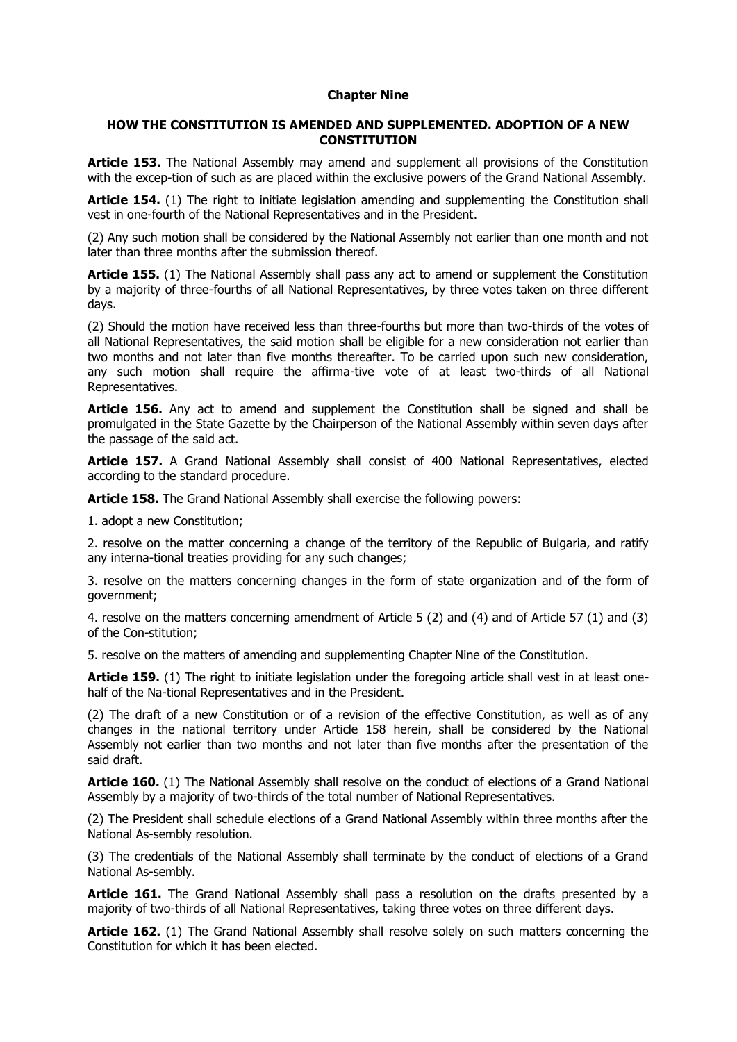**Chapter Nine**

**HOW THE CONSTITUTION IS AMENDED AND SUPPLEMENTED. ADOPTION OF A NEW CONSTITUTION**

**Article 153.** The National Assembly may amend and supplement all provisions of the Constitution with the excep-tion of such as are placed within the exclusive powers of the Grand National Assembly.

**Article 154.** (1) The right to initiate legislation amending and supplementing the Constitution shall vest in one-fourth of the National Representatives and in the President.

(2) Any such motion shall be considered by the National Assembly not earlier than one month and not later than three months after the submission thereof.

**Article 155.** (1) The National Assembly shall pass any act to amend or supplement the Constitution by a majority of three-fourths of all National Representatives, by three votes taken on three different days.

(2) Should the motion have received less than three-fourths but more than two-thirds of the votes of all National Representatives, the said motion shall be eligible for a new consideration not earlier than two months and not later than five months thereafter. To be carried upon such new consideration, any such motion shall require the affirma-tive vote of at least two-thirds of all National Representatives.

**Article 156.** Any act to amend and supplement the Constitution shall be signed and shall be promulgated in the State Gazette by the Chairperson of the National Assembly within seven days after the passage of the said act.

**Article 157.** A Grand National Assembly shall consist of 400 National Representatives, elected according to the standard procedure.

**Article 158.** The Grand National Assembly shall exercise the following powers:

1. adopt a new Constitution;

2. resolve on the matter concerning a change of the territory of the Republic of Bulgaria, and ratify any interna-tional treaties providing for any such changes;

3. resolve on the matters concerning changes in the form of state organization and of the form of government;

4. resolve on the matters concerning amendment of Article 5 (2) and (4) and of Article 57 (1) and (3) of the Con-stitution;

5. resolve on the matters of amending and supplementing Chapter Nine of the Constitution.

**Article 159.** (1) The right to initiate legislation under the foregoing article shall vest in at least one-half of the Na-tional Representatives and in the President.

(2) The draft of a new Constitution or of a revision of the effective Constitution, as well as of any changes in the national territory under Article 158 herein, shall be considered by the National Assembly not earlier than two months and not later than five months after the presentation of the said draft.

**Article 160.** (1) The National Assembly shall resolve on the conduct of elections of a Grand National Assembly by a majority of two-thirds of the total number of National Representatives.

(2) The President shall schedule elections of a Grand National Assembly within three months after the National As-sembly resolution.

(3) The credentials of the National Assembly shall terminate by the conduct of elections of a Grand National As-sembly.

**Article 161.** The Grand National Assembly shall pass a resolution on the drafts presented by a majority of two-thirds of all National Representatives, taking three votes on three different days.

**Article 162.** (1) The Grand National Assembly shall resolve solely on such matters concerning the Constitution for which it has been elected.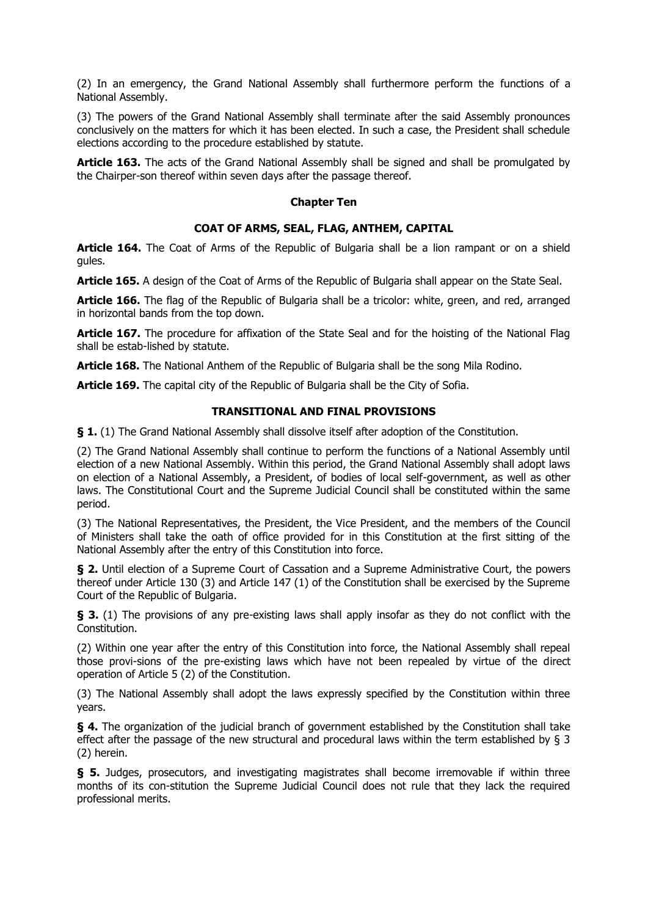(2) In an emergency, the Grand National Assembly shall furthermore perform the functions of a National Assembly.

(3) The powers of the Grand National Assembly shall terminate after the said Assembly pronounces conclusively on the matters for which it has been elected. In such a case, the President shall schedule elections according to the procedure established by statute.

**Article 163.** The acts of the Grand National Assembly shall be signed and shall be promulgated by the Chairper-son thereof within seven days after the passage thereof.

## Chapter Ten

### COAT OF ARMS, SEAL, FLAG, ANTHEM, CAPITAL

**Article 164.** The Coat of Arms of the Republic of Bulgaria shall be a lion rampant or on a shield gules.

**Article 165.** A design of the Coat of Arms of the Republic of Bulgaria shall appear on the State Seal.

**Article 166.** The flag of the Republic of Bulgaria shall be a tricolor: white, green, and red, arranged in horizontal bands from the top down.

**Article 167.** The procedure for affixation of the State Seal and for the hoisting of the National Flag shall be estab-lished by statute.

**Article 168.** The National Anthem of the Republic of Bulgaria shall be the song Mila Rodino.

**Article 169.** The capital city of the Republic of Bulgaria shall be the City of Sofia.

## TRANSITIONAL AND FINAL PROVISIONS

**§ 1.** (1) The Grand National Assembly shall dissolve itself after adoption of the Constitution.

(2) The Grand National Assembly shall continue to perform the functions of a National Assembly until election of a new National Assembly. Within this period, the Grand National Assembly shall adopt laws on election of a National Assembly, a President, of bodies of local self-government, as well as other laws. The Constitutional Court and the Supreme Judicial Council shall be constituted within the same period.

(3) The National Representatives, the President, the Vice President, and the members of the Council of Ministers shall take the oath of office provided for in this Constitution at the first sitting of the National Assembly after the entry of this Constitution into force.

**§ 2.** Until election of a Supreme Court of Cassation and a Supreme Administrative Court, the powers thereof under Article 130 (3) and Article 147 (1) of the Constitution shall be exercised by the Supreme Court of the Republic of Bulgaria.

**§ 3.** (1) The provisions of any pre-existing laws shall apply insofar as they do not conflict with the Constitution.

(2) Within one year after the entry of this Constitution into force, the National Assembly shall repeal those provi-sions of the pre-existing laws which have not been repealed by virtue of the direct operation of Article 5 (2) of the Constitution.

(3) The National Assembly shall adopt the laws expressly specified by the Constitution within three years.

**§ 4.** The organization of the judicial branch of government established by the Constitution shall take effect after the passage of the new structural and procedural laws within the term established by § 3 (2) herein.

**§ 5.** Judges, prosecutors, and investigating magistrates shall become irremovable if within three months of its con-stitution the Supreme Judicial Council does not rule that they lack the required professional merits.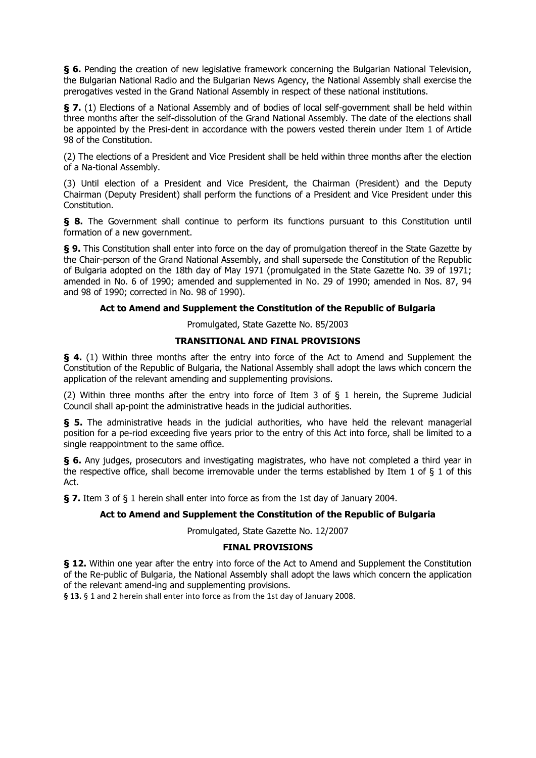**§ 6.** Pending the creation of new legislative framework concerning the Bulgarian National Television, the Bulgarian National Radio and the Bulgarian News Agency, the National Assembly shall exercise the prerogatives vested in the Grand National Assembly in respect of these national institutions.

**§ 7.** (1) Elections of a National Assembly and of bodies of local self-government shall be held within three months after the self-dissolution of the Grand National Assembly. The date of the elections shall be appointed by the Presi-dent in accordance with the powers vested therein under Item 1 of Article 98 of the Constitution.

(2) The elections of a President and Vice President shall be held within three months after the election of a Na-tional Assembly.

(3) Until election of a President and Vice President, the Chairman (President) and the Deputy Chairman (Deputy President) shall perform the functions of a President and Vice President under this Constitution.

**§ 8.** The Government shall continue to perform its functions pursuant to this Constitution until formation of a new government.

**§ 9.** This Constitution shall enter into force on the day of promulgation thereof in the State Gazette by the Chair-person of the Grand National Assembly, and shall supersede the Constitution of the Republic of Bulgaria adopted on the 18th day of May 1971 (promulgated in the State Gazette No. 39 of 1971; amended in No. 6 of 1990; amended and supplemented in No. 29 of 1990; amended in Nos. 87, 94 and 98 of 1990; corrected in No. 98 of 1990).

## Act to Amend and Supplement the Constitution of the Republic of Bulgaria

Promulgated, State Gazette No. 85/2003

### TRANSITIONAL AND FINAL PROVISIONS

**§ 4.** (1) Within three months after the entry into force of the Act to Amend and Supplement the Constitution of the Republic of Bulgaria, the National Assembly shall adopt the laws which concern the application of the relevant amending and supplementing provisions.

(2) Within three months after the entry into force of Item 3 of § 1 herein, the Supreme Judicial Council shall ap-point the administrative heads in the judicial authorities.

**§ 5.** The administrative heads in the judicial authorities, who have held the relevant managerial position for a pe-riod exceeding five years prior to the entry of this Act into force, shall be limited to a single reappointment to the same office.

**§ 6.** Any judges, prosecutors and investigating magistrates, who have not completed a third year in the respective office, shall become irremovable under the terms established by Item 1 of § 1 of this Act.

**§ 7.** Item 3 of § 1 herein shall enter into force as from the 1st day of January 2004.

## Act to Amend and Supplement the Constitution of the Republic of Bulgaria

Promulgated, State Gazette No. 12/2007

### FINAL PROVISIONS

**§ 12.** Within one year after the entry into force of the Act to Amend and Supplement the Constitution of the Re-public of Bulgaria, the National Assembly shall adopt the laws which concern the application of the relevant amend-ing and supplementing provisions.

**§ 13.** § 1 and 2 herein shall enter into force as from the 1st day of January 2008.